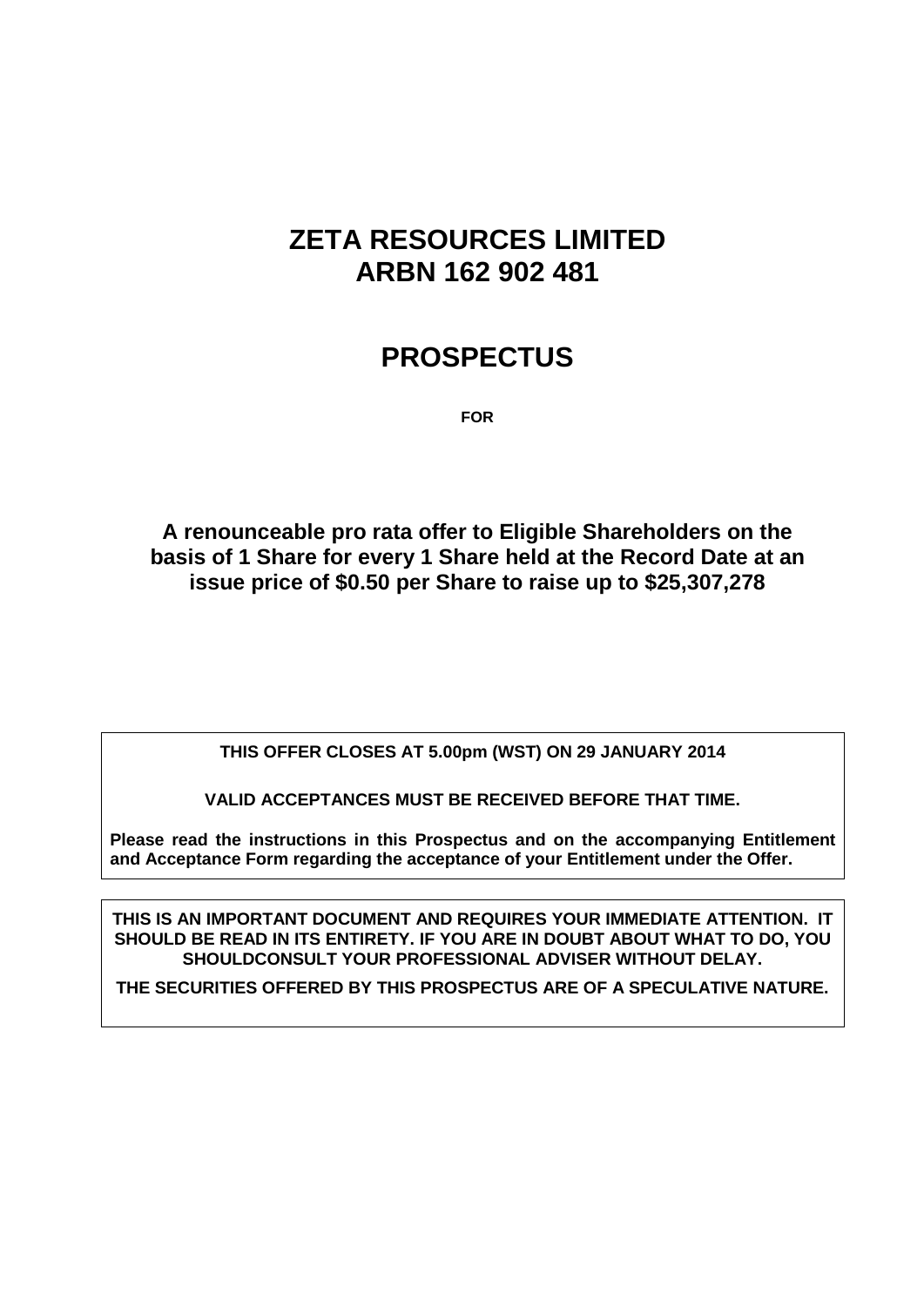# ZETA RESOURCES LIMITED
# ARBN 162 902 481

# PROSPECTUS

**FOR**

## A renounceable pro rata offer to Eligible Shareholders on the basis of 1 Share for every 1 Share held at the Record Date at an issue price of $0.50 per Share to raise up to $25,307,278

**THIS OFFER CLOSES AT 5.00pm (WST) ON 29 JANUARY 2014**

**VALID ACCEPTANCES MUST BE RECEIVED BEFORE THAT TIME.**

**Please read the instructions in this Prospectus and on the accompanying Entitlement and Acceptance Form regarding the acceptance of your Entitlement under the Offer.**

**THIS IS AN IMPORTANT DOCUMENT AND REQUIRES YOUR IMMEDIATE ATTENTION. IT SHOULD BE READ IN ITS ENTIRETY. IF YOU ARE IN DOUBT ABOUT WHAT TO DO, YOU SHOULDCONSULT YOUR PROFESSIONAL ADVISER WITHOUT DELAY.**

**THE SECURITIES OFFERED BY THIS PROSPECTUS ARE OF A SPECULATIVE NATURE.**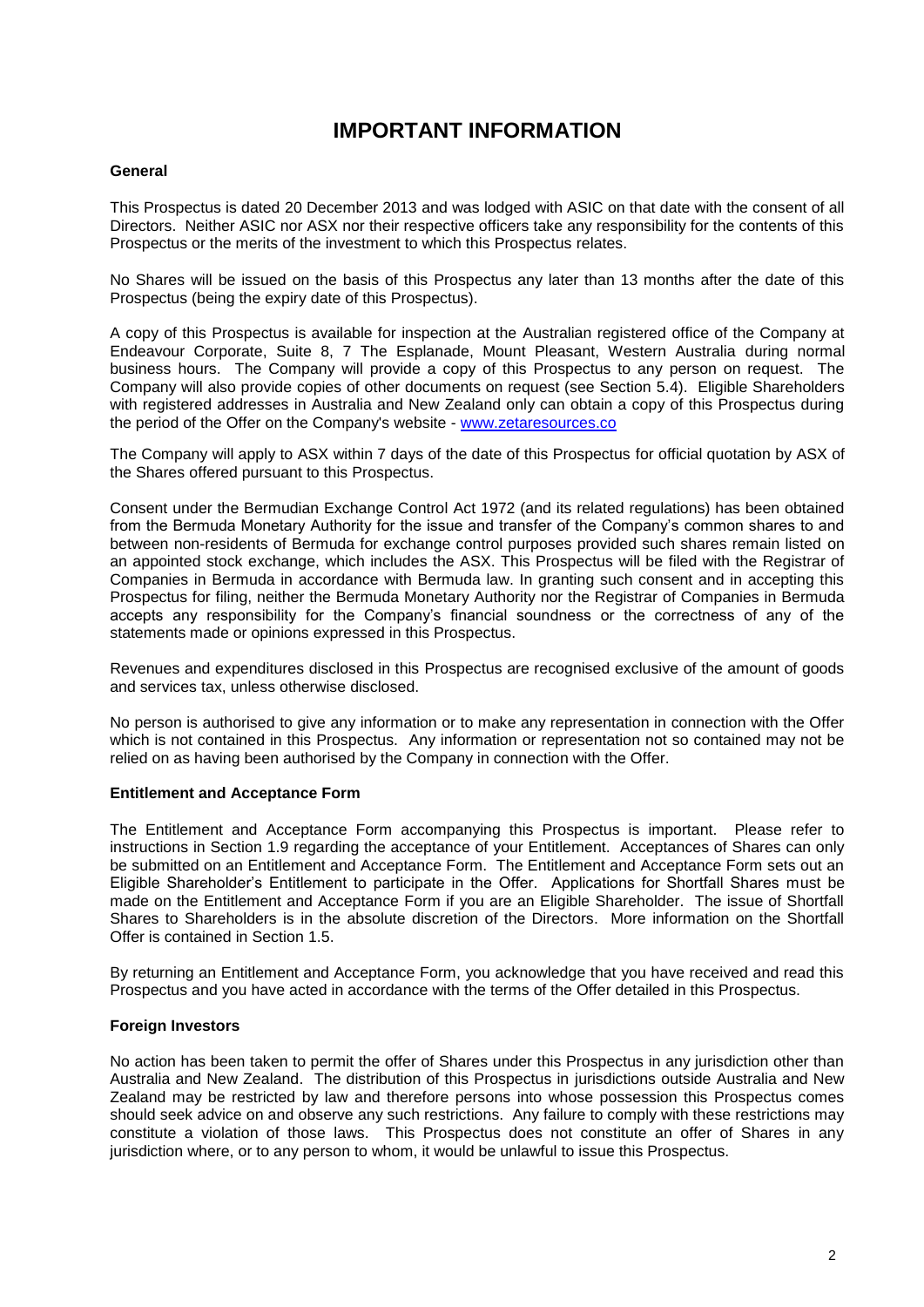# IMPORTANT INFORMATION

### General

This Prospectus is dated 20 December 2013 and was lodged with ASIC on that date with the consent of all Directors. Neither ASIC nor ASX nor their respective officers take any responsibility for the contents of this Prospectus or the merits of the investment to which this Prospectus relates.

No Shares will be issued on the basis of this Prospectus any later than 13 months after the date of this Prospectus (being the expiry date of this Prospectus).

A copy of this Prospectus is available for inspection at the Australian registered office of the Company at Endeavour Corporate, Suite 8, 7 The Esplanade, Mount Pleasant, Western Australia during normal business hours. The Company will provide a copy of this Prospectus to any person on request. The Company will also provide copies of other documents on request (see Section 5.4). Eligible Shareholders with registered addresses in Australia and New Zealand only can obtain a copy of this Prospectus during the period of the Offer on the Company's website - www.zetaresources.co

The Company will apply to ASX within 7 days of the date of this Prospectus for official quotation by ASX of the Shares offered pursuant to this Prospectus.

Consent under the Bermudian Exchange Control Act 1972 (and its related regulations) has been obtained from the Bermuda Monetary Authority for the issue and transfer of the Company's common shares to and between non-residents of Bermuda for exchange control purposes provided such shares remain listed on an appointed stock exchange, which includes the ASX. This Prospectus will be filed with the Registrar of Companies in Bermuda in accordance with Bermuda law. In granting such consent and in accepting this Prospectus for filing, neither the Bermuda Monetary Authority nor the Registrar of Companies in Bermuda accepts any responsibility for the Company's financial soundness or the correctness of any of the statements made or opinions expressed in this Prospectus.

Revenues and expenditures disclosed in this Prospectus are recognised exclusive of the amount of goods and services tax, unless otherwise disclosed.

No person is authorised to give any information or to make any representation in connection with the Offer which is not contained in this Prospectus. Any information or representation not so contained may not be relied on as having been authorised by the Company in connection with the Offer.

### Entitlement and Acceptance Form

The Entitlement and Acceptance Form accompanying this Prospectus is important. Please refer to instructions in Section 1.9 regarding the acceptance of your Entitlement. Acceptances of Shares can only be submitted on an Entitlement and Acceptance Form. The Entitlement and Acceptance Form sets out an Eligible Shareholder's Entitlement to participate in the Offer. Applications for Shortfall Shares must be made on the Entitlement and Acceptance Form if you are an Eligible Shareholder. The issue of Shortfall Shares to Shareholders is in the absolute discretion of the Directors. More information on the Shortfall Offer is contained in Section 1.5.

By returning an Entitlement and Acceptance Form, you acknowledge that you have received and read this Prospectus and you have acted in accordance with the terms of the Offer detailed in this Prospectus.

### Foreign Investors

No action has been taken to permit the offer of Shares under this Prospectus in any jurisdiction other than Australia and New Zealand. The distribution of this Prospectus in jurisdictions outside Australia and New Zealand may be restricted by law and therefore persons into whose possession this Prospectus comes should seek advice on and observe any such restrictions. Any failure to comply with these restrictions may constitute a violation of those laws. This Prospectus does not constitute an offer of Shares in any jurisdiction where, or to any person to whom, it would be unlawful to issue this Prospectus.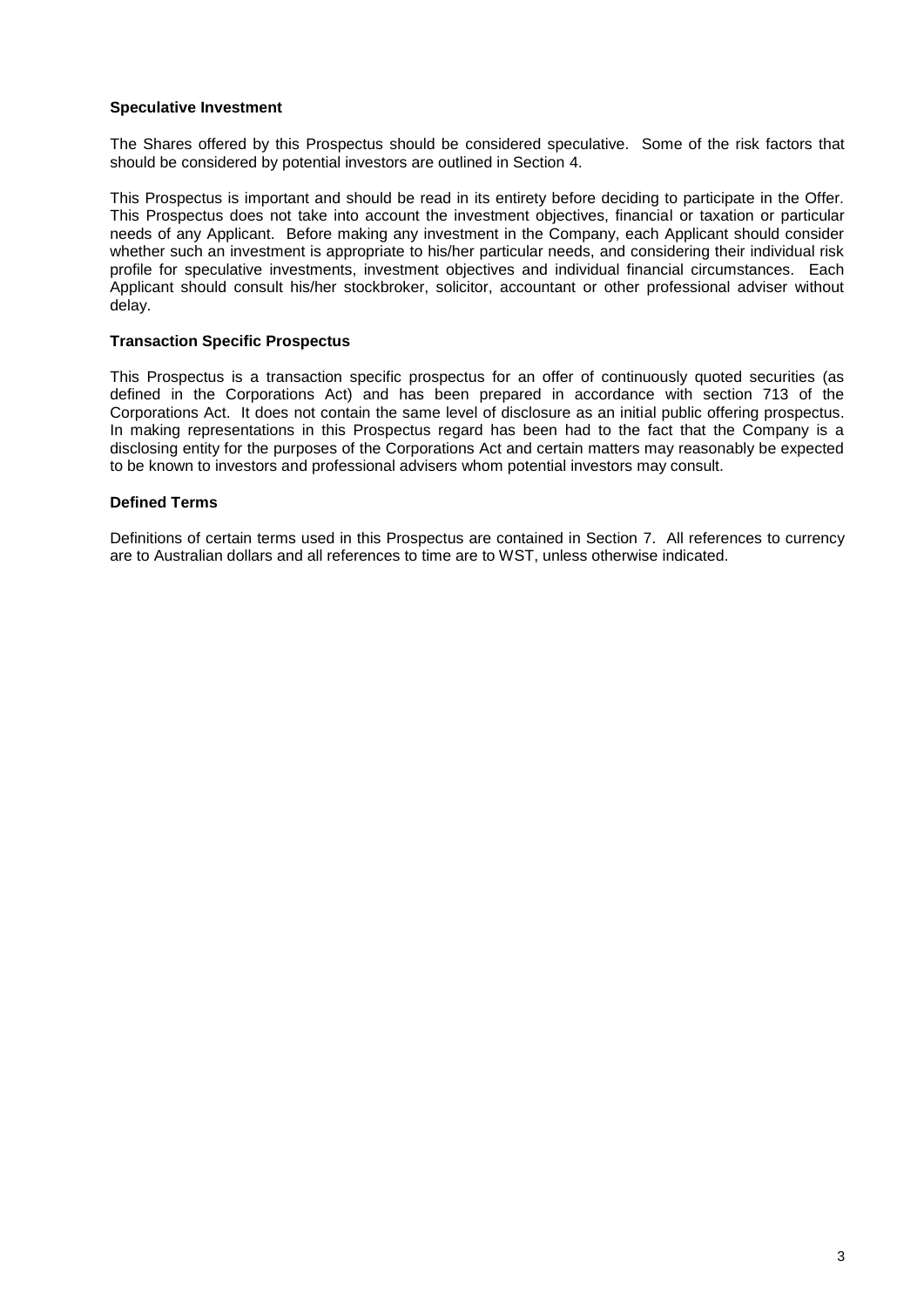**Speculative Investment**

The Shares offered by this Prospectus should be considered speculative. Some of the risk factors that should be considered by potential investors are outlined in Section 4.

This Prospectus is important and should be read in its entirety before deciding to participate in the Offer. This Prospectus does not take into account the investment objectives, financial or taxation or particular needs of any Applicant. Before making any investment in the Company, each Applicant should consider whether such an investment is appropriate to his/her particular needs, and considering their individual risk profile for speculative investments, investment objectives and individual financial circumstances. Each Applicant should consult his/her stockbroker, solicitor, accountant or other professional adviser without delay.

**Transaction Specific Prospectus**

This Prospectus is a transaction specific prospectus for an offer of continuously quoted securities (as defined in the Corporations Act) and has been prepared in accordance with section 713 of the Corporations Act. It does not contain the same level of disclosure as an initial public offering prospectus. In making representations in this Prospectus regard has been had to the fact that the Company is a disclosing entity for the purposes of the Corporations Act and certain matters may reasonably be expected to be known to investors and professional advisers whom potential investors may consult.

**Defined Terms**

Definitions of certain terms used in this Prospectus are contained in Section 7. All references to currency are to Australian dollars and all references to time are to WST, unless otherwise indicated.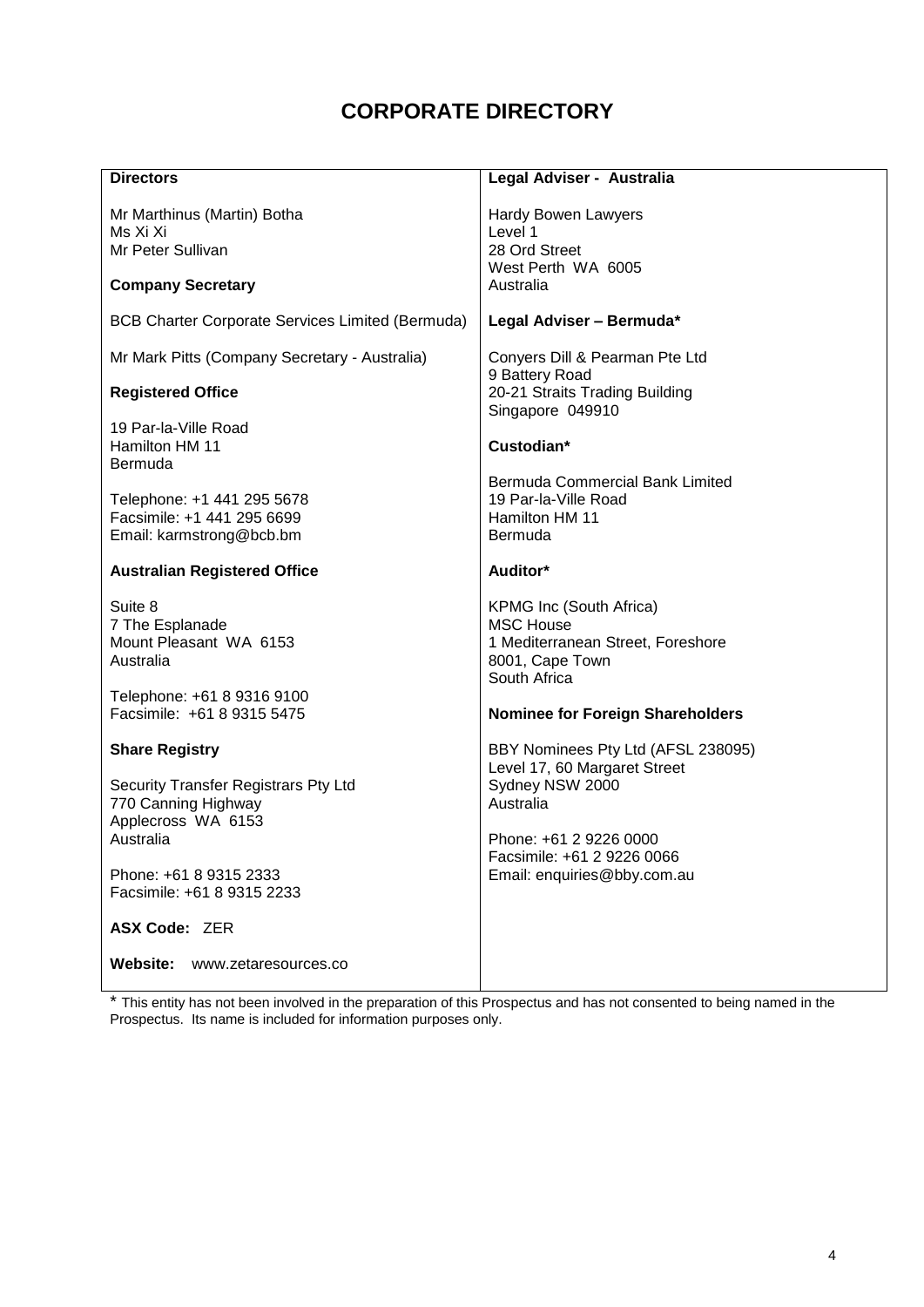# CORPORATE DIRECTORY

**Directors**

Mr Marthinus (Martin) Botha
Ms Xi Xi
Mr Peter Sullivan

**Company Secretary**

BCB Charter Corporate Services Limited (Bermuda)

Mr Mark Pitts (Company Secretary - Australia)

**Registered Office**

19 Par-la-Ville Road
Hamilton HM 11
Bermuda

Telephone: +1 441 295 5678
Facsimile: +1 441 295 6699
Email: karmstrong@bcb.bm

**Australian Registered Office**

Suite 8
7 The Esplanade
Mount Pleasant WA 6153
Australia

Telephone: +61 8 9316 9100
Facsimile: +61 8 9315 5475

**Share Registry**

Security Transfer Registrars Pty Ltd
770 Canning Highway
Applecross WA 6153
Australia

Phone: +61 8 9315 2333
Facsimile: +61 8 9315 2233

**ASX Code:** ZER

**Website:** www.zetaresources.co

**Legal Adviser - Australia**

Hardy Bowen Lawyers
Level 1
28 Ord Street
West Perth WA 6005
Australia

**Legal Adviser – Bermuda***

Conyers Dill & Pearman Pte Ltd
9 Battery Road
20-21 Straits Trading Building
Singapore 049910

**Custodian***

Bermuda Commercial Bank Limited
19 Par-la-Ville Road
Hamilton HM 11
Bermuda

**Auditor***

KPMG Inc (South Africa)
MSC House
1 Mediterranean Street, Foreshore
8001, Cape Town
South Africa

**Nominee for Foreign Shareholders**

BBY Nominees Pty Ltd (AFSL 238095)
Level 17, 60 Margaret Street
Sydney NSW 2000
Australia

Phone: +61 2 9226 0000
Facsimile: +61 2 9226 0066
Email: enquiries@bby.com.au

* This entity has not been involved in the preparation of this Prospectus and has not consented to being named in the Prospectus. Its name is included for information purposes only.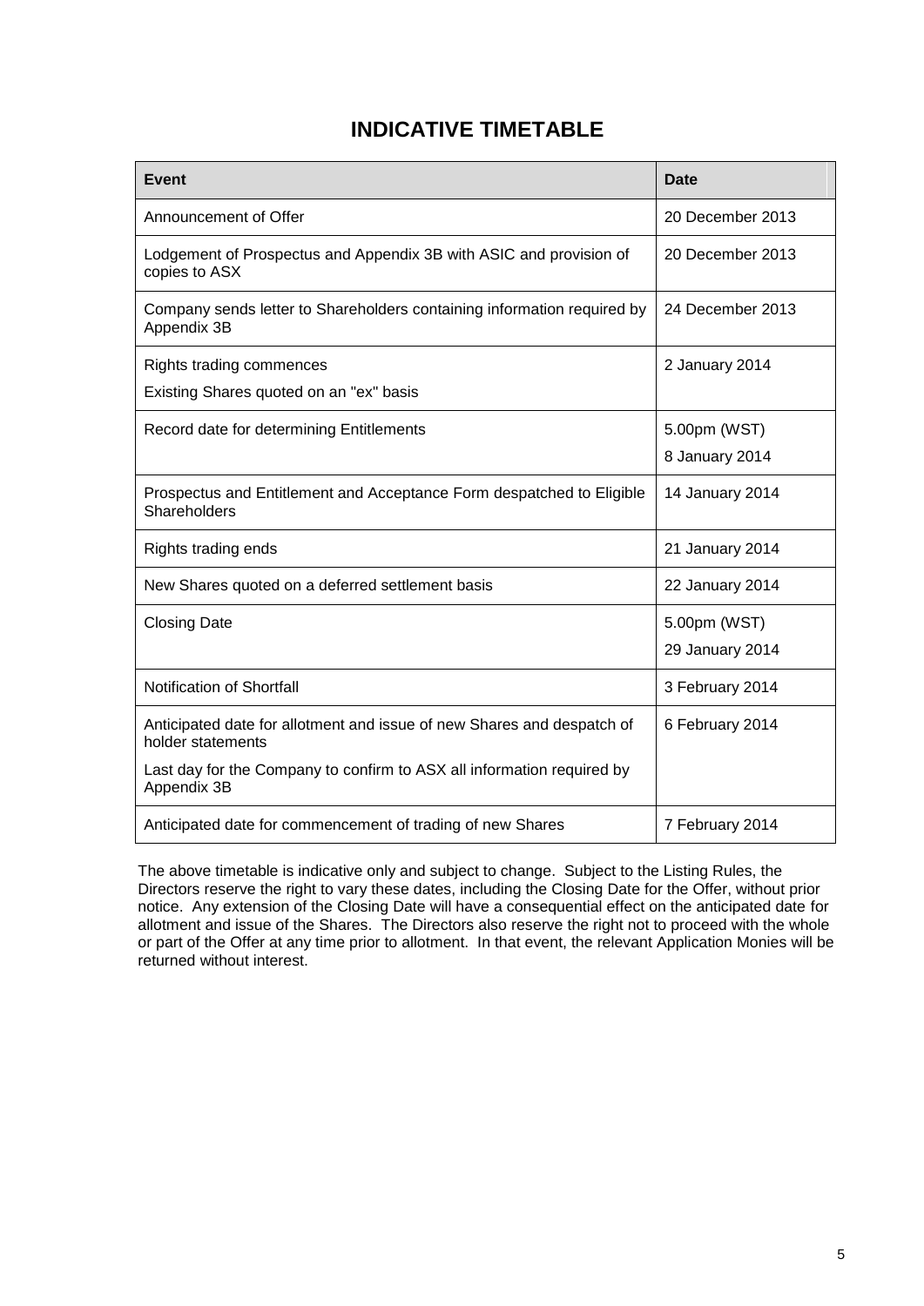# INDICATIVE TIMETABLE

| Event | Date |
| --- | --- |
| Announcement of Offer | 20 December 2013 |
| Lodgement of Prospectus and Appendix 3B with ASIC and provision of copies to ASX | 20 December 2013 |
| Company sends letter to Shareholders containing information required by Appendix 3B | 24 December 2013 |
| Rights trading commences<br>Existing Shares quoted on an "ex" basis | 2 January 2014 |
| Record date for determining Entitlements | 5.00pm (WST)<br>8 January 2014 |
| Prospectus and Entitlement and Acceptance Form despatched to Eligible Shareholders | 14 January 2014 |
| Rights trading ends | 21 January 2014 |
| New Shares quoted on a deferred settlement basis | 22 January 2014 |
| Closing Date | 5.00pm (WST)<br>29 January 2014 |
| Notification of Shortfall | 3 February 2014 |
| Anticipated date for allotment and issue of new Shares and despatch of holder statements<br>Last day for the Company to confirm to ASX all information required by Appendix 3B | 6 February 2014 |
| Anticipated date for commencement of trading of new Shares | 7 February 2014 |

The above timetable is indicative only and subject to change. Subject to the Listing Rules, the Directors reserve the right to vary these dates, including the Closing Date for the Offer, without prior notice. Any extension of the Closing Date will have a consequential effect on the anticipated date for allotment and issue of the Shares. The Directors also reserve the right not to proceed with the whole or part of the Offer at any time prior to allotment. In that event, the relevant Application Monies will be returned without interest.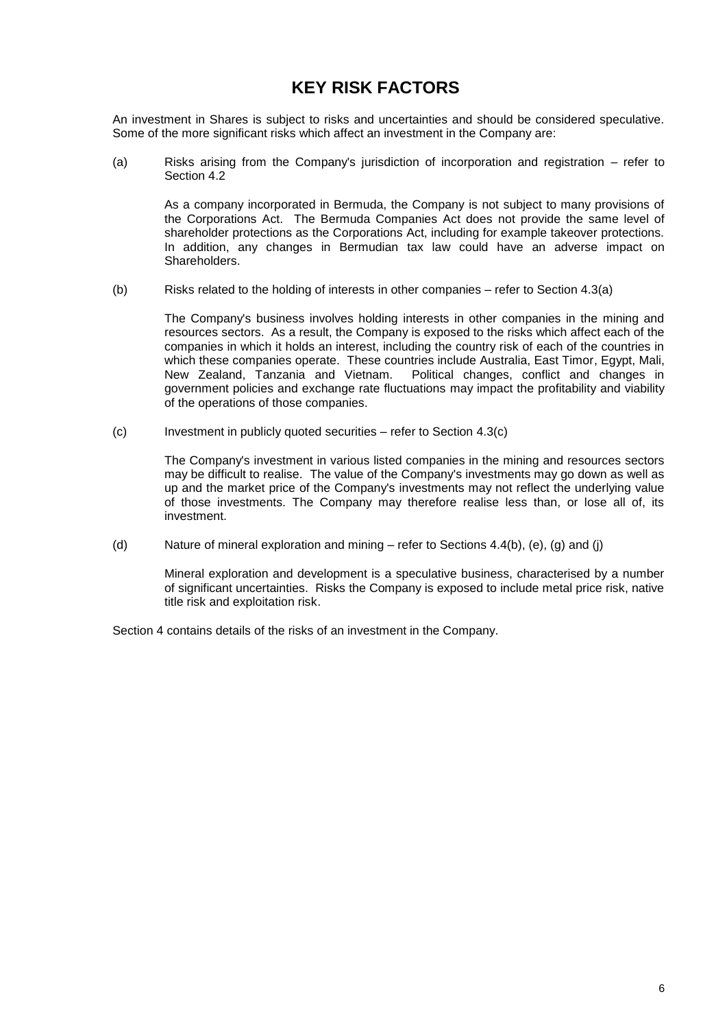# KEY RISK FACTORS

An investment in Shares is subject to risks and uncertainties and should be considered speculative. Some of the more significant risks which affect an investment in the Company are:

(a) Risks arising from the Company's jurisdiction of incorporation and registration – refer to Section 4.2

As a company incorporated in Bermuda, the Company is not subject to many provisions of the Corporations Act. The Bermuda Companies Act does not provide the same level of shareholder protections as the Corporations Act, including for example takeover protections. In addition, any changes in Bermudian tax law could have an adverse impact on Shareholders.

(b) Risks related to the holding of interests in other companies – refer to Section 4.3(a)

The Company's business involves holding interests in other companies in the mining and resources sectors. As a result, the Company is exposed to the risks which affect each of the companies in which it holds an interest, including the country risk of each of the countries in which these companies operate. These countries include Australia, East Timor, Egypt, Mali, New Zealand, Tanzania and Vietnam. Political changes, conflict and changes in government policies and exchange rate fluctuations may impact the profitability and viability of the operations of those companies.

(c) Investment in publicly quoted securities – refer to Section 4.3(c)

The Company's investment in various listed companies in the mining and resources sectors may be difficult to realise. The value of the Company's investments may go down as well as up and the market price of the Company's investments may not reflect the underlying value of those investments. The Company may therefore realise less than, or lose all of, its investment.

(d) Nature of mineral exploration and mining – refer to Sections 4.4(b), (e), (g) and (j)

Mineral exploration and development is a speculative business, characterised by a number of significant uncertainties. Risks the Company is exposed to include metal price risk, native title risk and exploitation risk.

Section 4 contains details of the risks of an investment in the Company.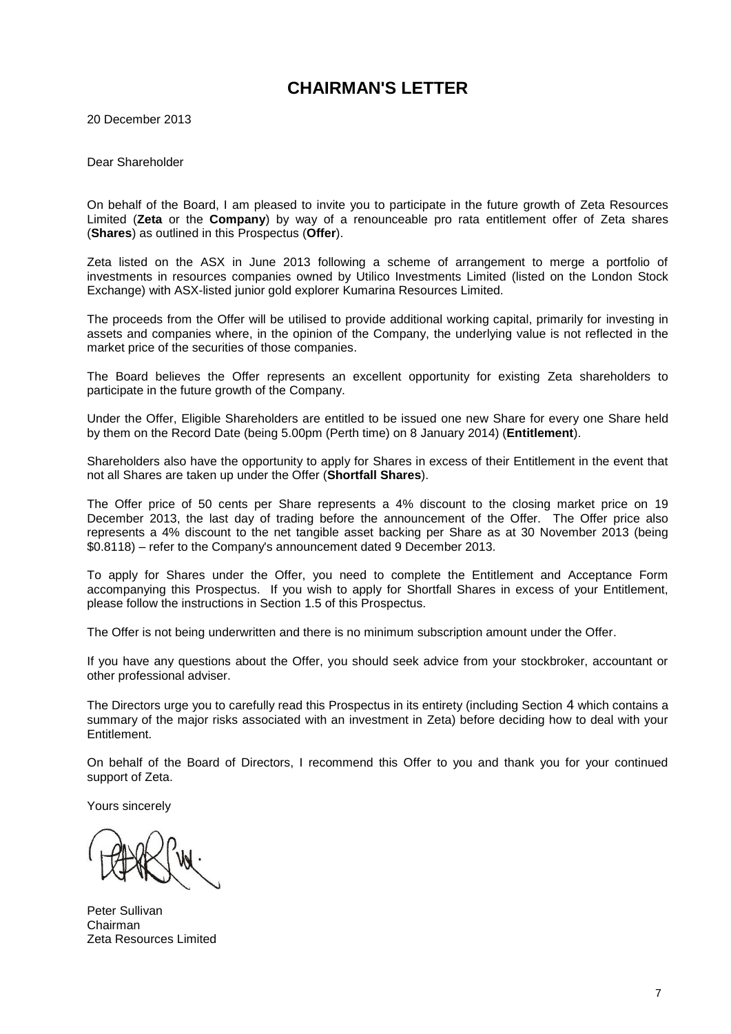# CHAIRMAN'S LETTER

20 December 2013

Dear Shareholder

On behalf of the Board, I am pleased to invite you to participate in the future growth of Zeta Resources Limited (**Zeta** or the **Company**) by way of a renounceable pro rata entitlement offer of Zeta shares (**Shares**) as outlined in this Prospectus (**Offer**).

Zeta listed on the ASX in June 2013 following a scheme of arrangement to merge a portfolio of investments in resources companies owned by Utilico Investments Limited (listed on the London Stock Exchange) with ASX-listed junior gold explorer Kumarina Resources Limited.

The proceeds from the Offer will be utilised to provide additional working capital, primarily for investing in assets and companies where, in the opinion of the Company, the underlying value is not reflected in the market price of the securities of those companies.

The Board believes the Offer represents an excellent opportunity for existing Zeta shareholders to participate in the future growth of the Company.

Under the Offer, Eligible Shareholders are entitled to be issued one new Share for every one Share held by them on the Record Date (being 5.00pm (Perth time) on 8 January 2014) (**Entitlement**).

Shareholders also have the opportunity to apply for Shares in excess of their Entitlement in the event that not all Shares are taken up under the Offer (**Shortfall Shares**).

The Offer price of 50 cents per Share represents a 4% discount to the closing market price on 19 December 2013, the last day of trading before the announcement of the Offer. The Offer price also represents a 4% discount to the net tangible asset backing per Share as at 30 November 2013 (being $0.8118) – refer to the Company's announcement dated 9 December 2013.

To apply for Shares under the Offer, you need to complete the Entitlement and Acceptance Form accompanying this Prospectus. If you wish to apply for Shortfall Shares in excess of your Entitlement, please follow the instructions in Section 1.5 of this Prospectus.

The Offer is not being underwritten and there is no minimum subscription amount under the Offer.

If you have any questions about the Offer, you should seek advice from your stockbroker, accountant or other professional adviser.

The Directors urge you to carefully read this Prospectus in its entirety (including Section 4 which contains a summary of the major risks associated with an investment in Zeta) before deciding how to deal with your Entitlement.

On behalf of the Board of Directors, I recommend this Offer to you and thank you for your continued support of Zeta.

Yours sincerely

Peter Sullivan
Chairman
Zeta Resources Limited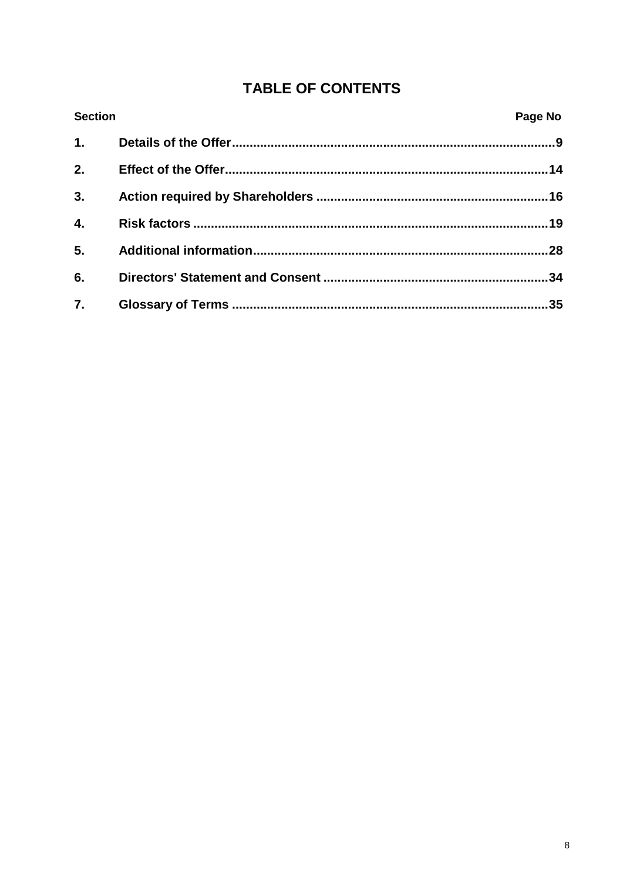# TABLE OF CONTENTS

| Section | | Page No |
|---|---|---|
| **1.** | **Details of the Offer** | **9** |
| **2.** | **Effect of the Offer** | **14** |
| **3.** | **Action required by Shareholders** | **16** |
| **4.** | **Risk factors** | **19** |
| **5.** | **Additional information** | **28** |
| **6.** | **Directors' Statement and Consent** | **34** |
| **7.** | **Glossary of Terms** | **35** |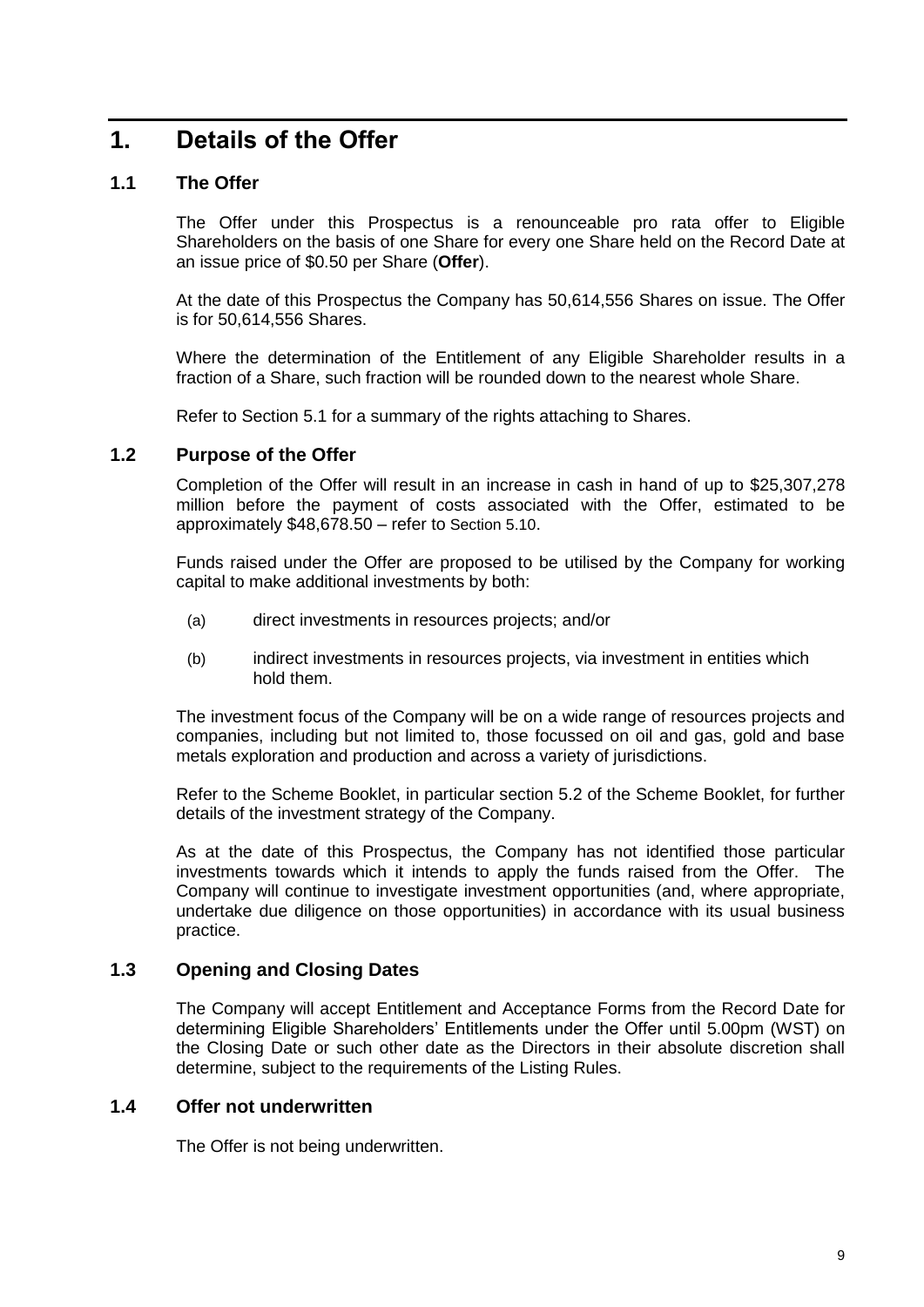# 1. Details of the Offer

## 1.1 The Offer

The Offer under this Prospectus is a renounceable pro rata offer to Eligible Shareholders on the basis of one Share for every one Share held on the Record Date at an issue price of $0.50 per Share (**Offer**).

At the date of this Prospectus the Company has 50,614,556 Shares on issue. The Offer is for 50,614,556 Shares.

Where the determination of the Entitlement of any Eligible Shareholder results in a fraction of a Share, such fraction will be rounded down to the nearest whole Share.

Refer to Section 5.1 for a summary of the rights attaching to Shares.

## 1.2 Purpose of the Offer

Completion of the Offer will result in an increase in cash in hand of up to $25,307,278 million before the payment of costs associated with the Offer, estimated to be approximately $48,678.50 – refer to Section 5.10.

Funds raised under the Offer are proposed to be utilised by the Company for working capital to make additional investments by both:

(a) direct investments in resources projects; and/or

(b) indirect investments in resources projects, via investment in entities which hold them.

The investment focus of the Company will be on a wide range of resources projects and companies, including but not limited to, those focussed on oil and gas, gold and base metals exploration and production and across a variety of jurisdictions.

Refer to the Scheme Booklet, in particular section 5.2 of the Scheme Booklet, for further details of the investment strategy of the Company.

As at the date of this Prospectus, the Company has not identified those particular investments towards which it intends to apply the funds raised from the Offer. The Company will continue to investigate investment opportunities (and, where appropriate, undertake due diligence on those opportunities) in accordance with its usual business practice.

## 1.3 Opening and Closing Dates

The Company will accept Entitlement and Acceptance Forms from the Record Date for determining Eligible Shareholders' Entitlements under the Offer until 5.00pm (WST) on the Closing Date or such other date as the Directors in their absolute discretion shall determine, subject to the requirements of the Listing Rules.

## 1.4 Offer not underwritten

The Offer is not being underwritten.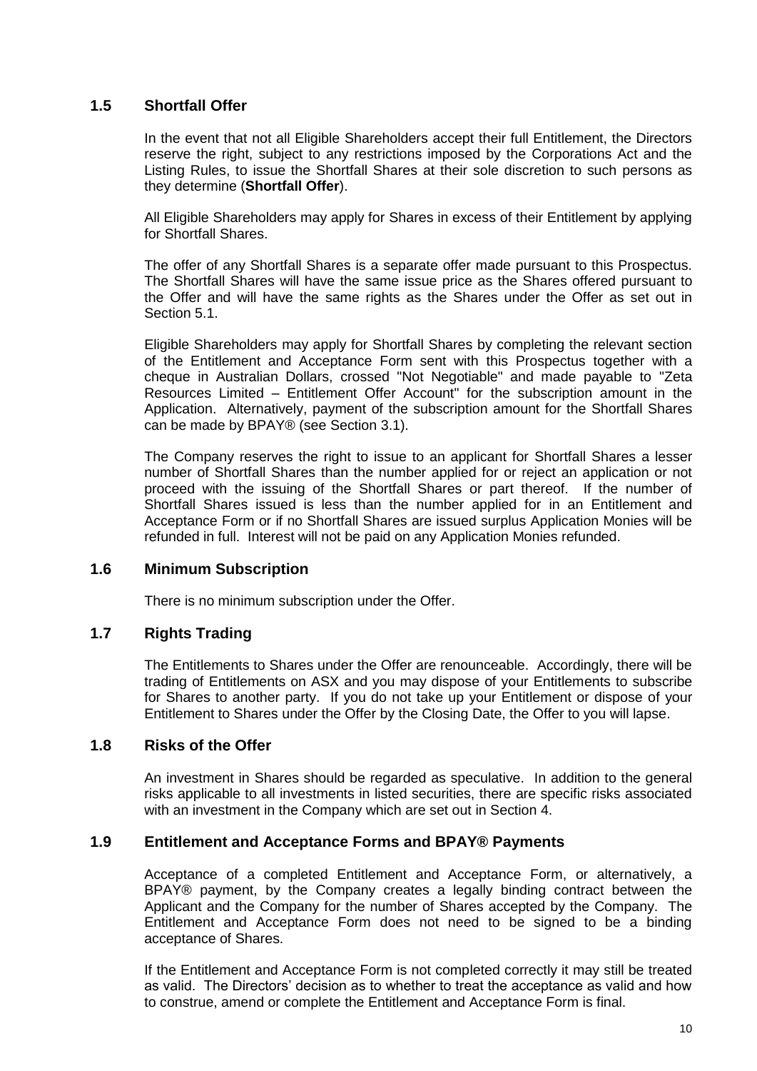## 1.5 Shortfall Offer

In the event that not all Eligible Shareholders accept their full Entitlement, the Directors reserve the right, subject to any restrictions imposed by the Corporations Act and the Listing Rules, to issue the Shortfall Shares at their sole discretion to such persons as they determine (**Shortfall Offer**).

All Eligible Shareholders may apply for Shares in excess of their Entitlement by applying for Shortfall Shares.

The offer of any Shortfall Shares is a separate offer made pursuant to this Prospectus. The Shortfall Shares will have the same issue price as the Shares offered pursuant to the Offer and will have the same rights as the Shares under the Offer as set out in Section 5.1.

Eligible Shareholders may apply for Shortfall Shares by completing the relevant section of the Entitlement and Acceptance Form sent with this Prospectus together with a cheque in Australian Dollars, crossed "Not Negotiable" and made payable to "Zeta Resources Limited – Entitlement Offer Account" for the subscription amount in the Application. Alternatively, payment of the subscription amount for the Shortfall Shares can be made by BPAY® (see Section 3.1).

The Company reserves the right to issue to an applicant for Shortfall Shares a lesser number of Shortfall Shares than the number applied for or reject an application or not proceed with the issuing of the Shortfall Shares or part thereof. If the number of Shortfall Shares issued is less than the number applied for in an Entitlement and Acceptance Form or if no Shortfall Shares are issued surplus Application Monies will be refunded in full. Interest will not be paid on any Application Monies refunded.

## 1.6 Minimum Subscription

There is no minimum subscription under the Offer.

## 1.7 Rights Trading

The Entitlements to Shares under the Offer are renounceable. Accordingly, there will be trading of Entitlements on ASX and you may dispose of your Entitlements to subscribe for Shares to another party. If you do not take up your Entitlement or dispose of your Entitlement to Shares under the Offer by the Closing Date, the Offer to you will lapse.

## 1.8 Risks of the Offer

An investment in Shares should be regarded as speculative. In addition to the general risks applicable to all investments in listed securities, there are specific risks associated with an investment in the Company which are set out in Section 4.

## 1.9 Entitlement and Acceptance Forms and BPAY® Payments

Acceptance of a completed Entitlement and Acceptance Form, or alternatively, a BPAY® payment, by the Company creates a legally binding contract between the Applicant and the Company for the number of Shares accepted by the Company. The Entitlement and Acceptance Form does not need to be signed to be a binding acceptance of Shares.

If the Entitlement and Acceptance Form is not completed correctly it may still be treated as valid. The Directors' decision as to whether to treat the acceptance as valid and how to construe, amend or complete the Entitlement and Acceptance Form is final.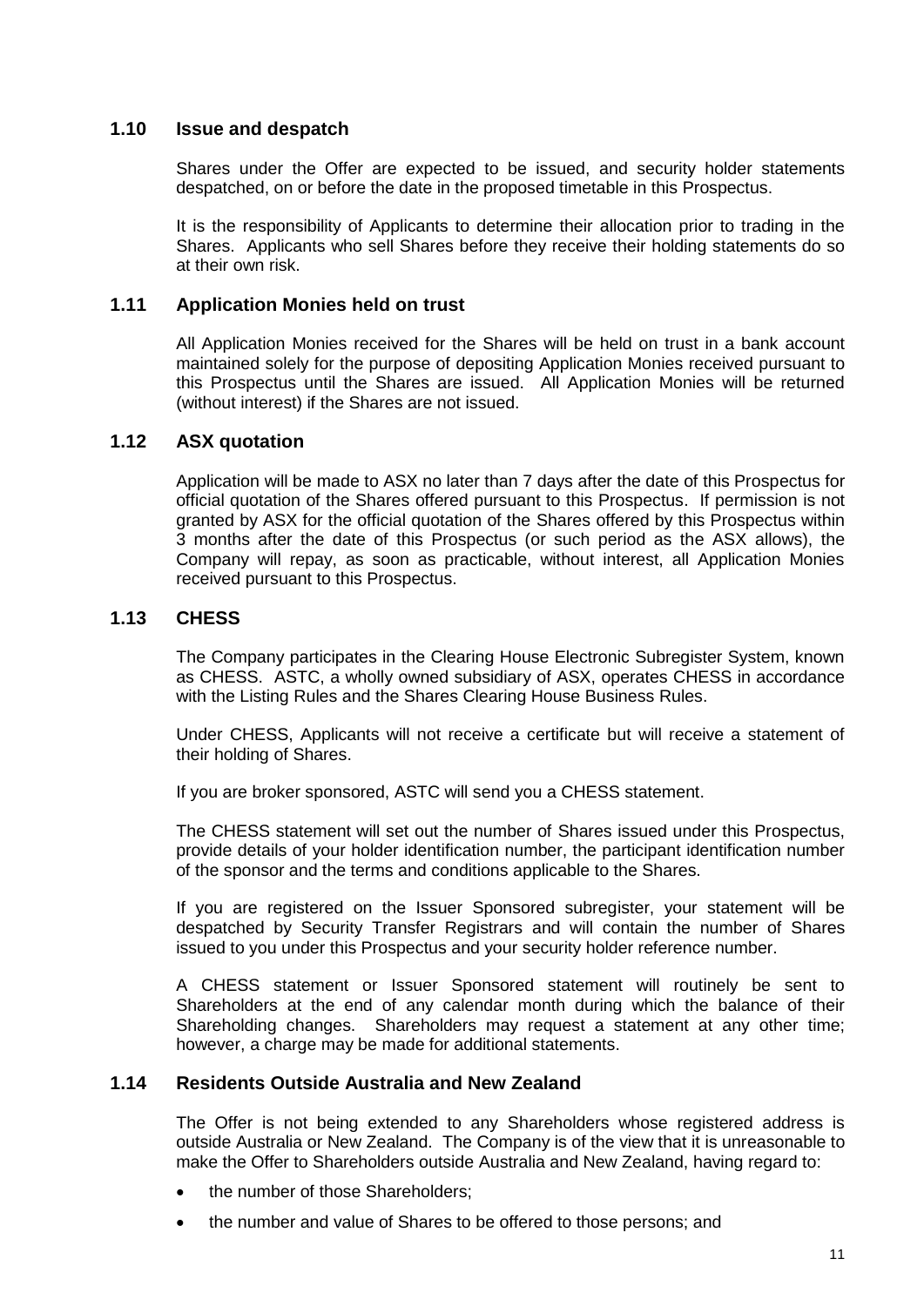## 1.10 Issue and despatch

Shares under the Offer are expected to be issued, and security holder statements despatched, on or before the date in the proposed timetable in this Prospectus.

It is the responsibility of Applicants to determine their allocation prior to trading in the Shares. Applicants who sell Shares before they receive their holding statements do so at their own risk.

## 1.11 Application Monies held on trust

All Application Monies received for the Shares will be held on trust in a bank account maintained solely for the purpose of depositing Application Monies received pursuant to this Prospectus until the Shares are issued. All Application Monies will be returned (without interest) if the Shares are not issued.

## 1.12 ASX quotation

Application will be made to ASX no later than 7 days after the date of this Prospectus for official quotation of the Shares offered pursuant to this Prospectus. If permission is not granted by ASX for the official quotation of the Shares offered by this Prospectus within 3 months after the date of this Prospectus (or such period as the ASX allows), the Company will repay, as soon as practicable, without interest, all Application Monies received pursuant to this Prospectus.

## 1.13 CHESS

The Company participates in the Clearing House Electronic Subregister System, known as CHESS. ASTC, a wholly owned subsidiary of ASX, operates CHESS in accordance with the Listing Rules and the Shares Clearing House Business Rules.

Under CHESS, Applicants will not receive a certificate but will receive a statement of their holding of Shares.

If you are broker sponsored, ASTC will send you a CHESS statement.

The CHESS statement will set out the number of Shares issued under this Prospectus, provide details of your holder identification number, the participant identification number of the sponsor and the terms and conditions applicable to the Shares.

If you are registered on the Issuer Sponsored subregister, your statement will be despatched by Security Transfer Registrars and will contain the number of Shares issued to you under this Prospectus and your security holder reference number.

A CHESS statement or Issuer Sponsored statement will routinely be sent to Shareholders at the end of any calendar month during which the balance of their Shareholding changes. Shareholders may request a statement at any other time; however, a charge may be made for additional statements.

## 1.14 Residents Outside Australia and New Zealand

The Offer is not being extended to any Shareholders whose registered address is outside Australia or New Zealand. The Company is of the view that it is unreasonable to make the Offer to Shareholders outside Australia and New Zealand, having regard to:

- the number of those Shareholders;
- the number and value of Shares to be offered to those persons; and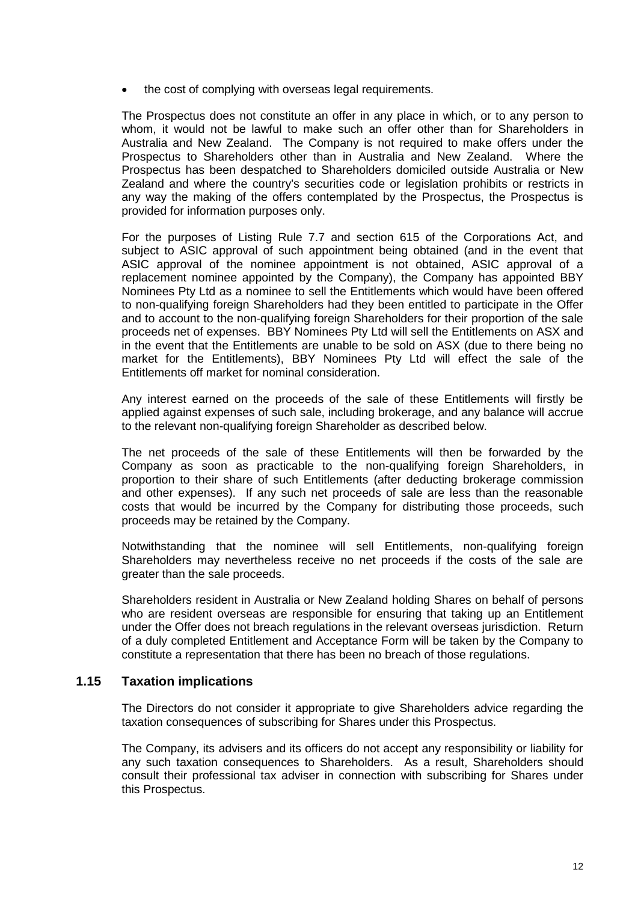- the cost of complying with overseas legal requirements.

The Prospectus does not constitute an offer in any place in which, or to any person to whom, it would not be lawful to make such an offer other than for Shareholders in Australia and New Zealand. The Company is not required to make offers under the Prospectus to Shareholders other than in Australia and New Zealand. Where the Prospectus has been despatched to Shareholders domiciled outside Australia or New Zealand and where the country's securities code or legislation prohibits or restricts in any way the making of the offers contemplated by the Prospectus, the Prospectus is provided for information purposes only.

For the purposes of Listing Rule 7.7 and section 615 of the Corporations Act, and subject to ASIC approval of such appointment being obtained (and in the event that ASIC approval of the nominee appointment is not obtained, ASIC approval of a replacement nominee appointed by the Company), the Company has appointed BBY Nominees Pty Ltd as a nominee to sell the Entitlements which would have been offered to non-qualifying foreign Shareholders had they been entitled to participate in the Offer and to account to the non-qualifying foreign Shareholders for their proportion of the sale proceeds net of expenses. BBY Nominees Pty Ltd will sell the Entitlements on ASX and in the event that the Entitlements are unable to be sold on ASX (due to there being no market for the Entitlements), BBY Nominees Pty Ltd will effect the sale of the Entitlements off market for nominal consideration.

Any interest earned on the proceeds of the sale of these Entitlements will firstly be applied against expenses of such sale, including brokerage, and any balance will accrue to the relevant non-qualifying foreign Shareholder as described below.

The net proceeds of the sale of these Entitlements will then be forwarded by the Company as soon as practicable to the non-qualifying foreign Shareholders, in proportion to their share of such Entitlements (after deducting brokerage commission and other expenses). If any such net proceeds of sale are less than the reasonable costs that would be incurred by the Company for distributing those proceeds, such proceeds may be retained by the Company.

Notwithstanding that the nominee will sell Entitlements, non-qualifying foreign Shareholders may nevertheless receive no net proceeds if the costs of the sale are greater than the sale proceeds.

Shareholders resident in Australia or New Zealand holding Shares on behalf of persons who are resident overseas are responsible for ensuring that taking up an Entitlement under the Offer does not breach regulations in the relevant overseas jurisdiction. Return of a duly completed Entitlement and Acceptance Form will be taken by the Company to constitute a representation that there has been no breach of those regulations.

## 1.15 Taxation implications

The Directors do not consider it appropriate to give Shareholders advice regarding the taxation consequences of subscribing for Shares under this Prospectus.

The Company, its advisers and its officers do not accept any responsibility or liability for any such taxation consequences to Shareholders. As a result, Shareholders should consult their professional tax adviser in connection with subscribing for Shares under this Prospectus.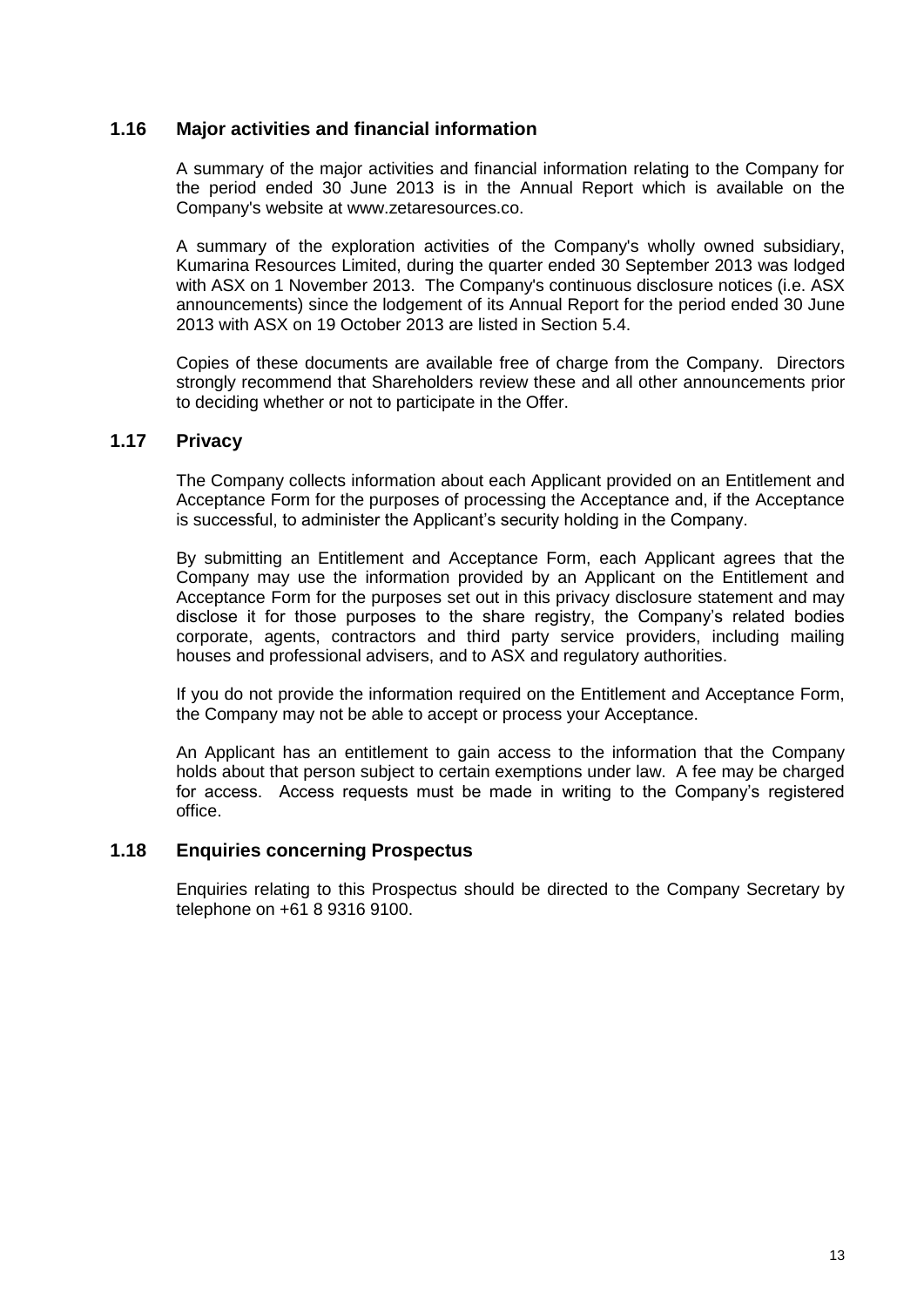## 1.16 Major activities and financial information

A summary of the major activities and financial information relating to the Company for the period ended 30 June 2013 is in the Annual Report which is available on the Company's website at www.zetaresources.co.

A summary of the exploration activities of the Company's wholly owned subsidiary, Kumarina Resources Limited, during the quarter ended 30 September 2013 was lodged with ASX on 1 November 2013. The Company's continuous disclosure notices (i.e. ASX announcements) since the lodgement of its Annual Report for the period ended 30 June 2013 with ASX on 19 October 2013 are listed in Section 5.4.

Copies of these documents are available free of charge from the Company. Directors strongly recommend that Shareholders review these and all other announcements prior to deciding whether or not to participate in the Offer.

## 1.17 Privacy

The Company collects information about each Applicant provided on an Entitlement and Acceptance Form for the purposes of processing the Acceptance and, if the Acceptance is successful, to administer the Applicant's security holding in the Company.

By submitting an Entitlement and Acceptance Form, each Applicant agrees that the Company may use the information provided by an Applicant on the Entitlement and Acceptance Form for the purposes set out in this privacy disclosure statement and may disclose it for those purposes to the share registry, the Company's related bodies corporate, agents, contractors and third party service providers, including mailing houses and professional advisers, and to ASX and regulatory authorities.

If you do not provide the information required on the Entitlement and Acceptance Form, the Company may not be able to accept or process your Acceptance.

An Applicant has an entitlement to gain access to the information that the Company holds about that person subject to certain exemptions under law. A fee may be charged for access. Access requests must be made in writing to the Company's registered office.

## 1.18 Enquiries concerning Prospectus

Enquiries relating to this Prospectus should be directed to the Company Secretary by telephone on +61 8 9316 9100.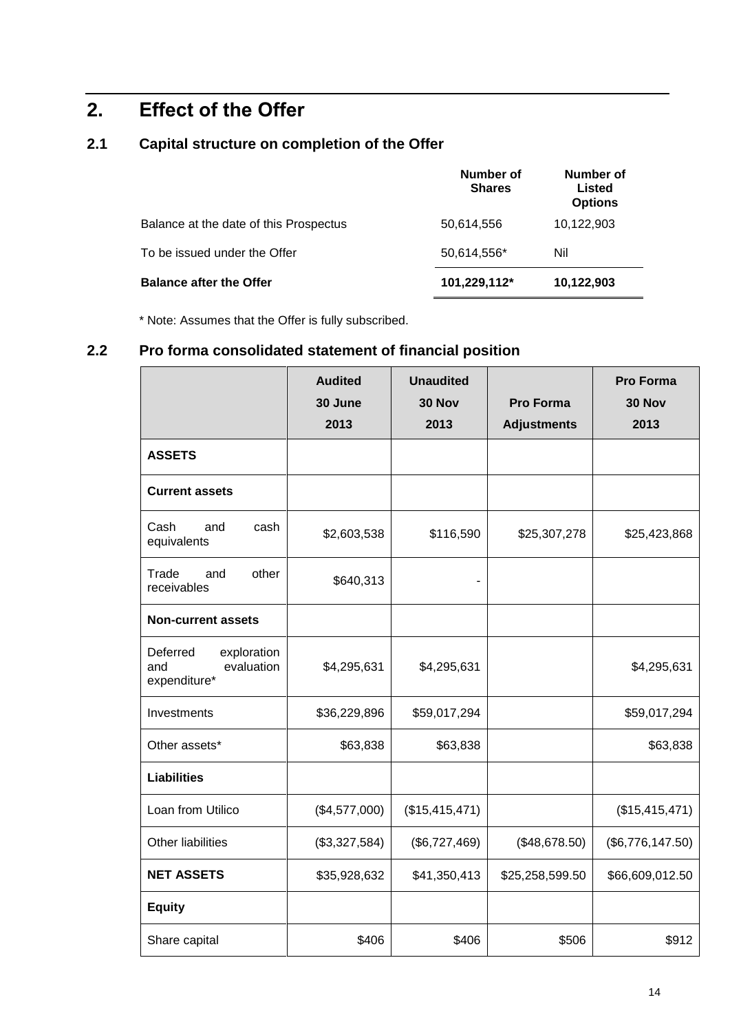## 2. Effect of the Offer

### 2.1 Capital structure on completion of the Offer

| | Number of Shares | Number of Listed Options |
|---|---|---|
| Balance at the date of this Prospectus | 50,614,556 | 10,122,903 |
| To be issued under the Offer | 50,614,556* | Nil |
| **Balance after the Offer** | **101,229,112*** | **10,122,903** |

\* Note: Assumes that the Offer is fully subscribed.

### 2.2 Pro forma consolidated statement of financial position

| | Audited 30 June 2013 | Unaudited 30 Nov 2013 | Pro Forma Adjustments | Pro Forma 30 Nov 2013 |
|---|---|---|---|---|
| **ASSETS** | | | | |
| **Current assets** | | | | |
| Cash and cash equivalents | $2,603,538 | $116,590 | $25,307,278 | $25,423,868 |
| Trade and other receivables | $640,313 | - | | |
| **Non-current assets** | | | | |
| Deferred exploration and evaluation expenditure* | $4,295,631 | $4,295,631 | | $4,295,631 |
| Investments | $36,229,896 | $59,017,294 | | $59,017,294 |
| Other assets* | $63,838 | $63,838 | | $63,838 |
| **Liabilities** | | | | |
| Loan from Utilico | ($4,577,000) | ($15,415,471) | | ($15,415,471) |
| Other liabilities | ($3,327,584) | ($6,727,469) | ($48,678.50) | ($6,776,147.50) |
| **NET ASSETS** | $35,928,632 | $41,350,413 | $25,258,599.50 | $66,609,012.50 |
| **Equity** | | | | |
| Share capital | $406 | $406 | $506 | $912 |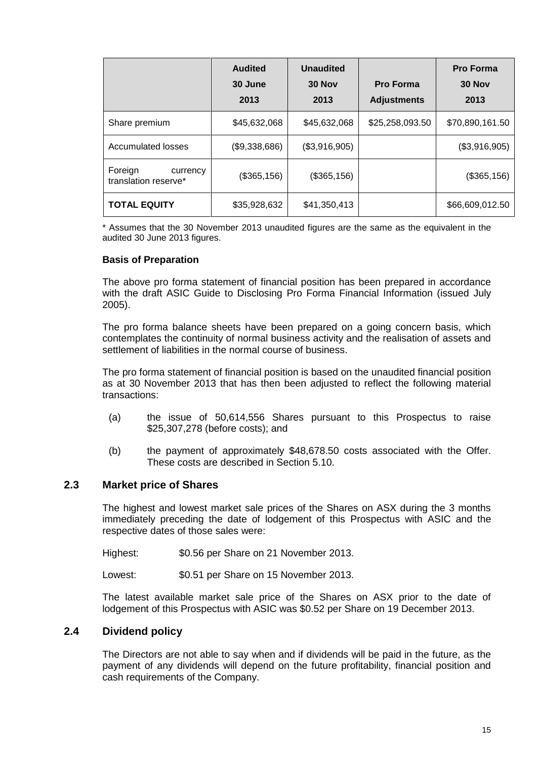| | Audited 30 June 2013 | Unaudited 30 Nov 2013 | Pro Forma Adjustments | Pro Forma 30 Nov 2013 |
|---|---|---|---|---|
| Share premium | $45,632,068 | $45,632,068 | $25,258,093.50 | $70,890,161.50 |
| Accumulated losses | ($9,338,686) | ($3,916,905) | | ($3,916,905) |
| Foreign currency translation reserve* | ($365,156) | ($365,156) | | ($365,156) |
| **TOTAL EQUITY** | $35,928,632 | $41,350,413 | | $66,609,012.50 |

* Assumes that the 30 November 2013 unaudited figures are the same as the equivalent in the audited 30 June 2013 figures.

**Basis of Preparation**

The above pro forma statement of financial position has been prepared in accordance with the draft ASIC Guide to Disclosing Pro Forma Financial Information (issued July 2005).

The pro forma balance sheets have been prepared on a going concern basis, which contemplates the continuity of normal business activity and the realisation of assets and settlement of liabilities in the normal course of business.

The pro forma statement of financial position is based on the unaudited financial position as at 30 November 2013 that has then been adjusted to reflect the following material transactions:

(a) the issue of 50,614,556 Shares pursuant to this Prospectus to raise $25,307,278 (before costs); and

(b) the payment of approximately $48,678.50 costs associated with the Offer. These costs are described in Section 5.10.

## 2.3 Market price of Shares

The highest and lowest market sale prices of the Shares on ASX during the 3 months immediately preceding the date of lodgement of this Prospectus with ASIC and the respective dates of those sales were:

Highest: $0.56 per Share on 21 November 2013.

Lowest: $0.51 per Share on 15 November 2013.

The latest available market sale price of the Shares on ASX prior to the date of lodgement of this Prospectus with ASIC was $0.52 per Share on 19 December 2013.

## 2.4 Dividend policy

The Directors are not able to say when and if dividends will be paid in the future, as the payment of any dividends will depend on the future profitability, financial position and cash requirements of the Company.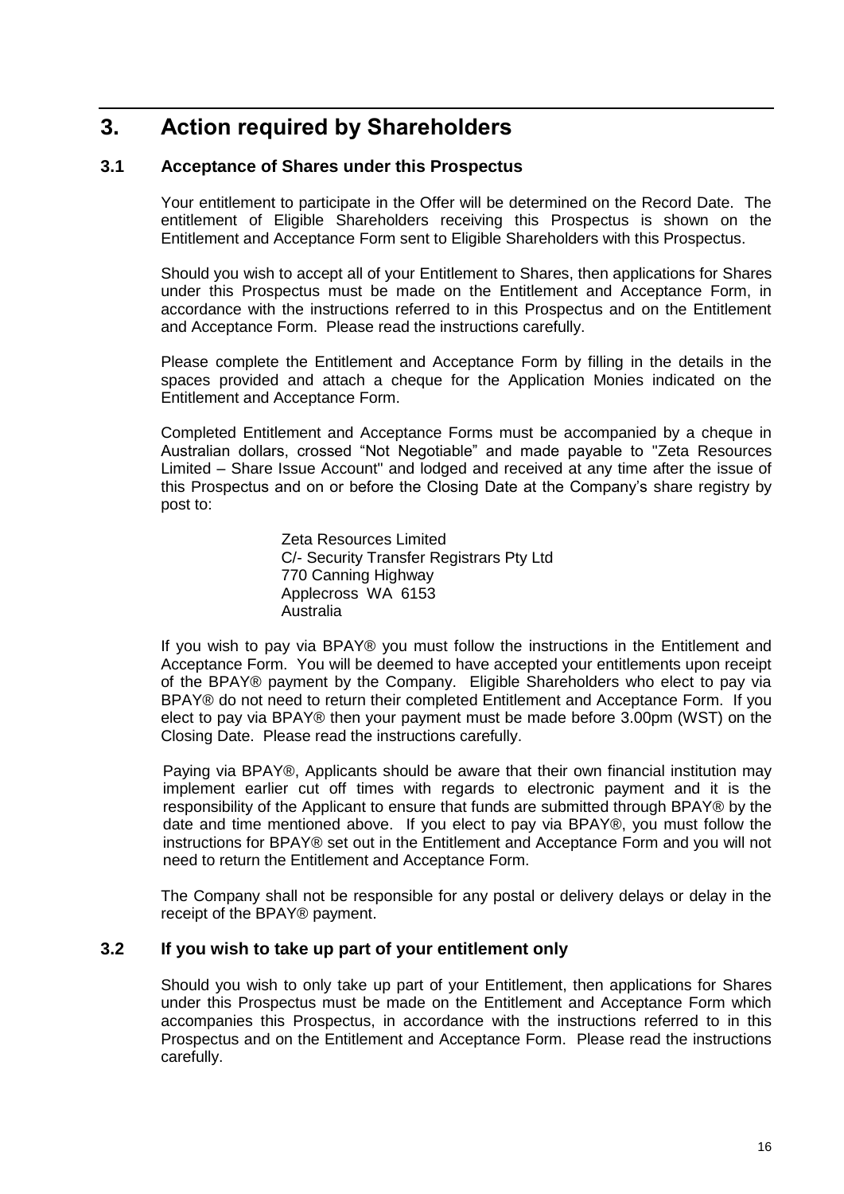# 3. Action required by Shareholders

## 3.1 Acceptance of Shares under this Prospectus

Your entitlement to participate in the Offer will be determined on the Record Date. The entitlement of Eligible Shareholders receiving this Prospectus is shown on the Entitlement and Acceptance Form sent to Eligible Shareholders with this Prospectus.

Should you wish to accept all of your Entitlement to Shares, then applications for Shares under this Prospectus must be made on the Entitlement and Acceptance Form, in accordance with the instructions referred to in this Prospectus and on the Entitlement and Acceptance Form. Please read the instructions carefully.

Please complete the Entitlement and Acceptance Form by filling in the details in the spaces provided and attach a cheque for the Application Monies indicated on the Entitlement and Acceptance Form.

Completed Entitlement and Acceptance Forms must be accompanied by a cheque in Australian dollars, crossed "Not Negotiable" and made payable to "Zeta Resources Limited – Share Issue Account" and lodged and received at any time after the issue of this Prospectus and on or before the Closing Date at the Company's share registry by post to:

Zeta Resources Limited
C/- Security Transfer Registrars Pty Ltd
770 Canning Highway
Applecross WA 6153
Australia

If you wish to pay via BPAY® you must follow the instructions in the Entitlement and Acceptance Form. You will be deemed to have accepted your entitlements upon receipt of the BPAY® payment by the Company. Eligible Shareholders who elect to pay via BPAY® do not need to return their completed Entitlement and Acceptance Form. If you elect to pay via BPAY® then your payment must be made before 3.00pm (WST) on the Closing Date. Please read the instructions carefully.

Paying via BPAY®, Applicants should be aware that their own financial institution may implement earlier cut off times with regards to electronic payment and it is the responsibility of the Applicant to ensure that funds are submitted through BPAY® by the date and time mentioned above. If you elect to pay via BPAY®, you must follow the instructions for BPAY® set out in the Entitlement and Acceptance Form and you will not need to return the Entitlement and Acceptance Form.

The Company shall not be responsible for any postal or delivery delays or delay in the receipt of the BPAY® payment.

## 3.2 If you wish to take up part of your entitlement only

Should you wish to only take up part of your Entitlement, then applications for Shares under this Prospectus must be made on the Entitlement and Acceptance Form which accompanies this Prospectus, in accordance with the instructions referred to in this Prospectus and on the Entitlement and Acceptance Form. Please read the instructions carefully.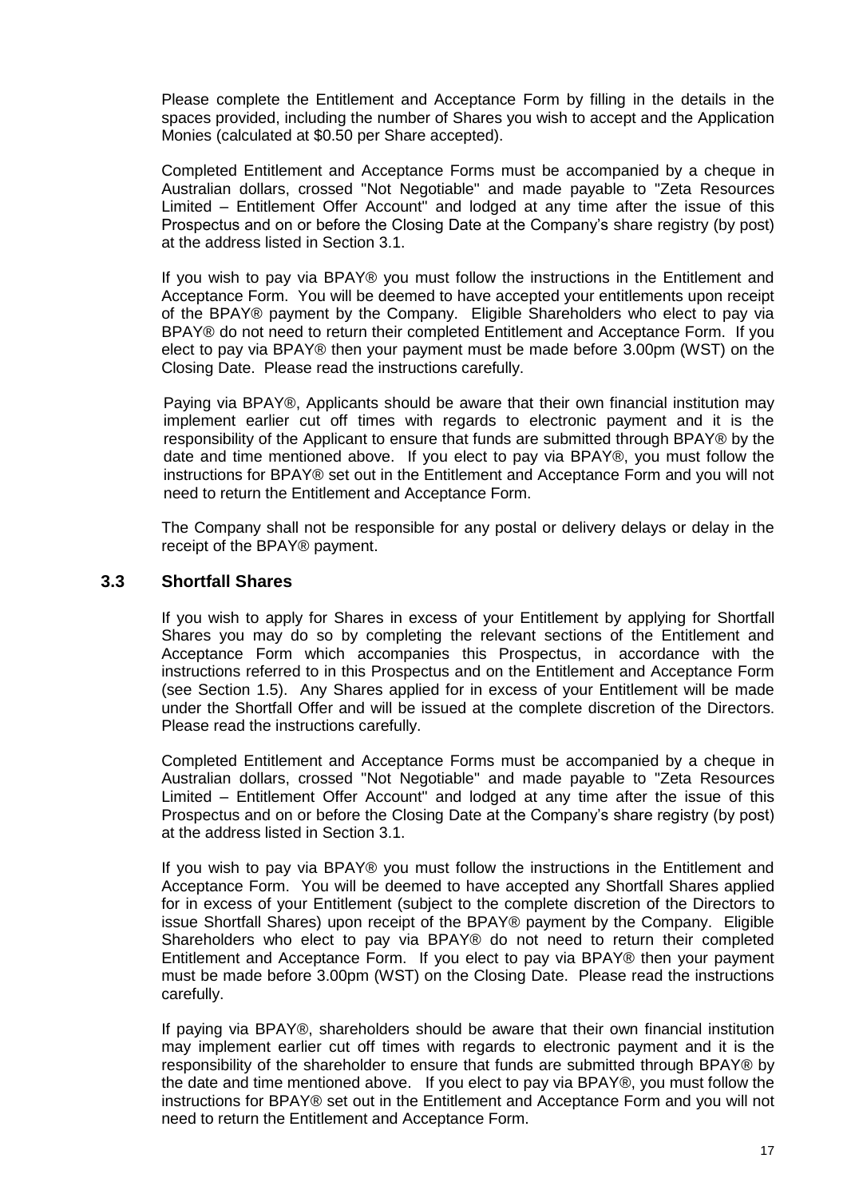Please complete the Entitlement and Acceptance Form by filling in the details in the spaces provided, including the number of Shares you wish to accept and the Application Monies (calculated at $0.50 per Share accepted).

Completed Entitlement and Acceptance Forms must be accompanied by a cheque in Australian dollars, crossed "Not Negotiable" and made payable to "Zeta Resources Limited – Entitlement Offer Account" and lodged at any time after the issue of this Prospectus and on or before the Closing Date at the Company's share registry (by post) at the address listed in Section 3.1.

If you wish to pay via BPAY® you must follow the instructions in the Entitlement and Acceptance Form. You will be deemed to have accepted your entitlements upon receipt of the BPAY® payment by the Company. Eligible Shareholders who elect to pay via BPAY® do not need to return their completed Entitlement and Acceptance Form. If you elect to pay via BPAY® then your payment must be made before 3.00pm (WST) on the Closing Date. Please read the instructions carefully.

Paying via BPAY®, Applicants should be aware that their own financial institution may implement earlier cut off times with regards to electronic payment and it is the responsibility of the Applicant to ensure that funds are submitted through BPAY® by the date and time mentioned above. If you elect to pay via BPAY®, you must follow the instructions for BPAY® set out in the Entitlement and Acceptance Form and you will not need to return the Entitlement and Acceptance Form.

The Company shall not be responsible for any postal or delivery delays or delay in the receipt of the BPAY® payment.

## 3.3 Shortfall Shares

If you wish to apply for Shares in excess of your Entitlement by applying for Shortfall Shares you may do so by completing the relevant sections of the Entitlement and Acceptance Form which accompanies this Prospectus, in accordance with the instructions referred to in this Prospectus and on the Entitlement and Acceptance Form (see Section 1.5). Any Shares applied for in excess of your Entitlement will be made under the Shortfall Offer and will be issued at the complete discretion of the Directors. Please read the instructions carefully.

Completed Entitlement and Acceptance Forms must be accompanied by a cheque in Australian dollars, crossed "Not Negotiable" and made payable to "Zeta Resources Limited – Entitlement Offer Account" and lodged at any time after the issue of this Prospectus and on or before the Closing Date at the Company's share registry (by post) at the address listed in Section 3.1.

If you wish to pay via BPAY® you must follow the instructions in the Entitlement and Acceptance Form. You will be deemed to have accepted any Shortfall Shares applied for in excess of your Entitlement (subject to the complete discretion of the Directors to issue Shortfall Shares) upon receipt of the BPAY® payment by the Company. Eligible Shareholders who elect to pay via BPAY® do not need to return their completed Entitlement and Acceptance Form. If you elect to pay via BPAY® then your payment must be made before 3.00pm (WST) on the Closing Date. Please read the instructions carefully.

If paying via BPAY®, shareholders should be aware that their own financial institution may implement earlier cut off times with regards to electronic payment and it is the responsibility of the shareholder to ensure that funds are submitted through BPAY® by the date and time mentioned above. If you elect to pay via BPAY®, you must follow the instructions for BPAY® set out in the Entitlement and Acceptance Form and you will not need to return the Entitlement and Acceptance Form.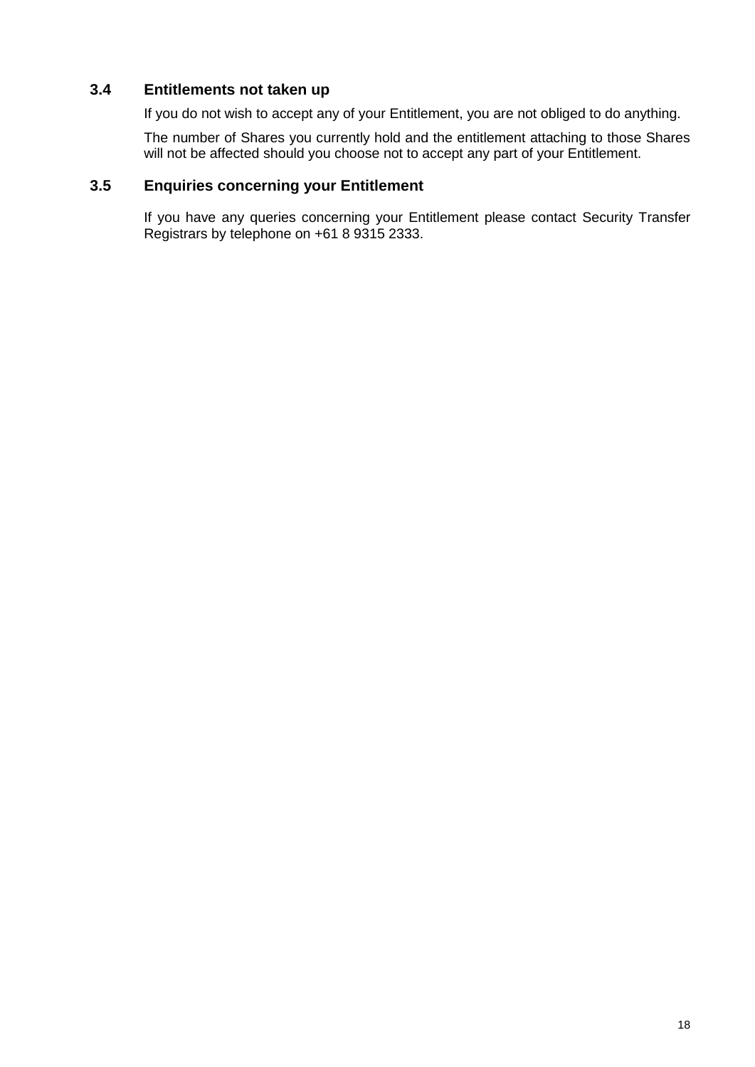### 3.4 Entitlements not taken up

If you do not wish to accept any of your Entitlement, you are not obliged to do anything.

The number of Shares you currently hold and the entitlement attaching to those Shares will not be affected should you choose not to accept any part of your Entitlement.

### 3.5 Enquiries concerning your Entitlement

If you have any queries concerning your Entitlement please contact Security Transfer Registrars by telephone on +61 8 9315 2333.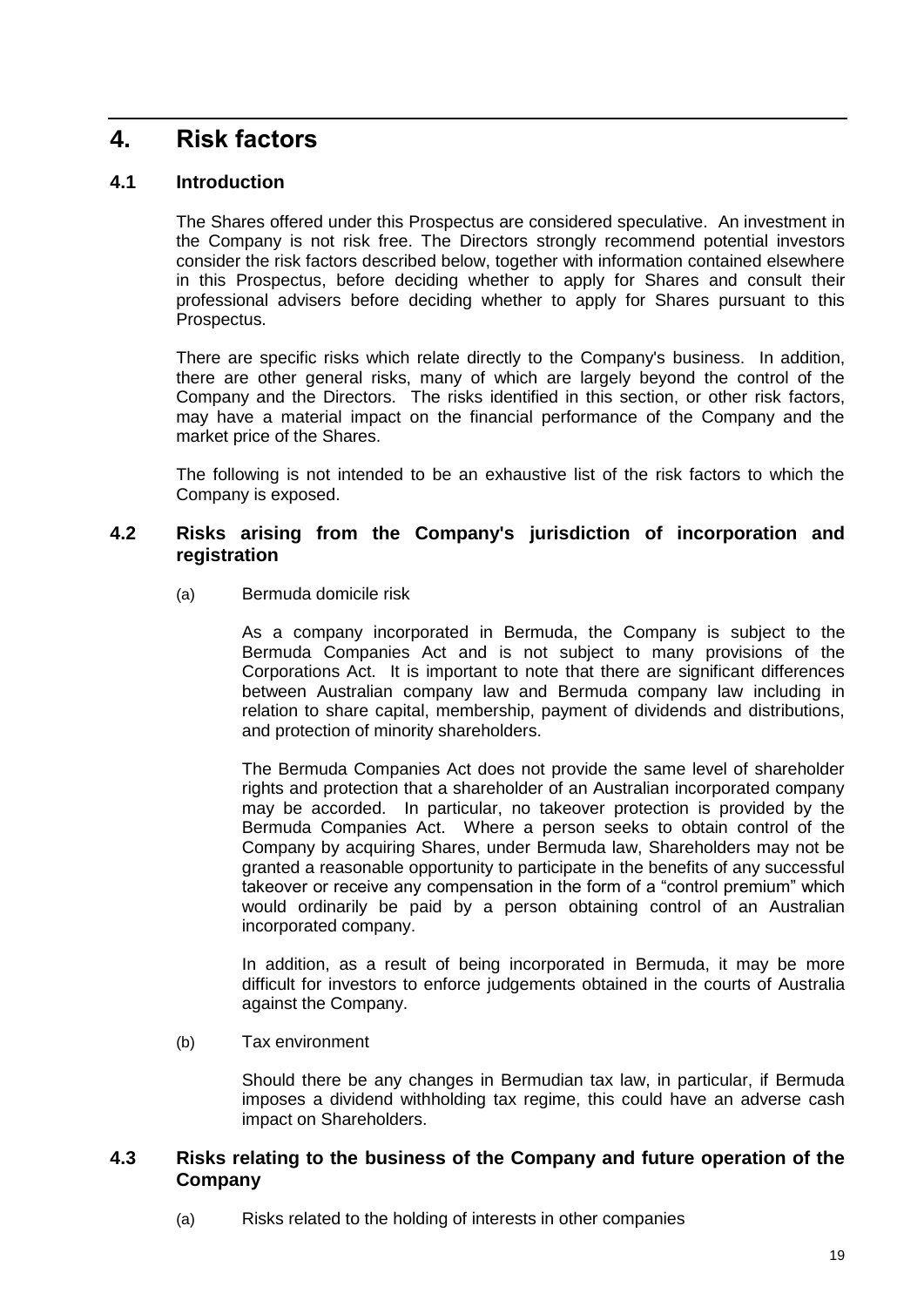# 4. Risk factors

## 4.1 Introduction

The Shares offered under this Prospectus are considered speculative. An investment in the Company is not risk free. The Directors strongly recommend potential investors consider the risk factors described below, together with information contained elsewhere in this Prospectus, before deciding whether to apply for Shares and consult their professional advisers before deciding whether to apply for Shares pursuant to this Prospectus.

There are specific risks which relate directly to the Company's business. In addition, there are other general risks, many of which are largely beyond the control of the Company and the Directors. The risks identified in this section, or other risk factors, may have a material impact on the financial performance of the Company and the market price of the Shares.

The following is not intended to be an exhaustive list of the risk factors to which the Company is exposed.

## 4.2 Risks arising from the Company's jurisdiction of incorporation and registration

(a) Bermuda domicile risk

As a company incorporated in Bermuda, the Company is subject to the Bermuda Companies Act and is not subject to many provisions of the Corporations Act. It is important to note that there are significant differences between Australian company law and Bermuda company law including in relation to share capital, membership, payment of dividends and distributions, and protection of minority shareholders.

The Bermuda Companies Act does not provide the same level of shareholder rights and protection that a shareholder of an Australian incorporated company may be accorded. In particular, no takeover protection is provided by the Bermuda Companies Act. Where a person seeks to obtain control of the Company by acquiring Shares, under Bermuda law, Shareholders may not be granted a reasonable opportunity to participate in the benefits of any successful takeover or receive any compensation in the form of a "control premium" which would ordinarily be paid by a person obtaining control of an Australian incorporated company.

In addition, as a result of being incorporated in Bermuda, it may be more difficult for investors to enforce judgements obtained in the courts of Australia against the Company.

(b) Tax environment

Should there be any changes in Bermudian tax law, in particular, if Bermuda imposes a dividend withholding tax regime, this could have an adverse cash impact on Shareholders.

## 4.3 Risks relating to the business of the Company and future operation of the Company

(a) Risks related to the holding of interests in other companies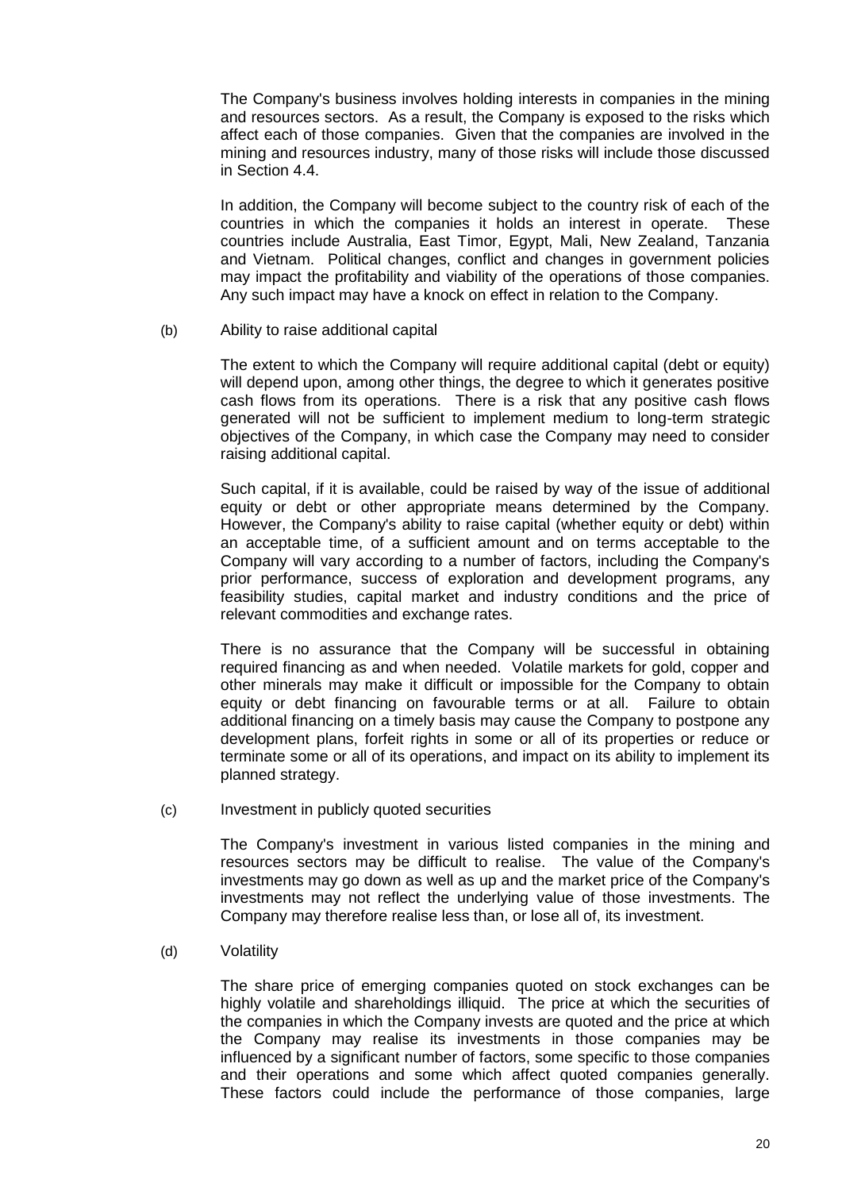The Company's business involves holding interests in companies in the mining and resources sectors. As a result, the Company is exposed to the risks which affect each of those companies. Given that the companies are involved in the mining and resources industry, many of those risks will include those discussed in Section 4.4.

In addition, the Company will become subject to the country risk of each of the countries in which the companies it holds an interest in operate. These countries include Australia, East Timor, Egypt, Mali, New Zealand, Tanzania and Vietnam. Political changes, conflict and changes in government policies may impact the profitability and viability of the operations of those companies. Any such impact may have a knock on effect in relation to the Company.

(b) Ability to raise additional capital

The extent to which the Company will require additional capital (debt or equity) will depend upon, among other things, the degree to which it generates positive cash flows from its operations. There is a risk that any positive cash flows generated will not be sufficient to implement medium to long-term strategic objectives of the Company, in which case the Company may need to consider raising additional capital.

Such capital, if it is available, could be raised by way of the issue of additional equity or debt or other appropriate means determined by the Company. However, the Company's ability to raise capital (whether equity or debt) within an acceptable time, of a sufficient amount and on terms acceptable to the Company will vary according to a number of factors, including the Company's prior performance, success of exploration and development programs, any feasibility studies, capital market and industry conditions and the price of relevant commodities and exchange rates.

There is no assurance that the Company will be successful in obtaining required financing as and when needed. Volatile markets for gold, copper and other minerals may make it difficult or impossible for the Company to obtain equity or debt financing on favourable terms or at all. Failure to obtain additional financing on a timely basis may cause the Company to postpone any development plans, forfeit rights in some or all of its properties or reduce or terminate some or all of its operations, and impact on its ability to implement its planned strategy.

(c) Investment in publicly quoted securities

The Company's investment in various listed companies in the mining and resources sectors may be difficult to realise. The value of the Company's investments may go down as well as up and the market price of the Company's investments may not reflect the underlying value of those investments. The Company may therefore realise less than, or lose all of, its investment.

(d) Volatility

The share price of emerging companies quoted on stock exchanges can be highly volatile and shareholdings illiquid. The price at which the securities of the companies in which the Company invests are quoted and the price at which the Company may realise its investments in those companies may be influenced by a significant number of factors, some specific to those companies and their operations and some which affect quoted companies generally. These factors could include the performance of those companies, large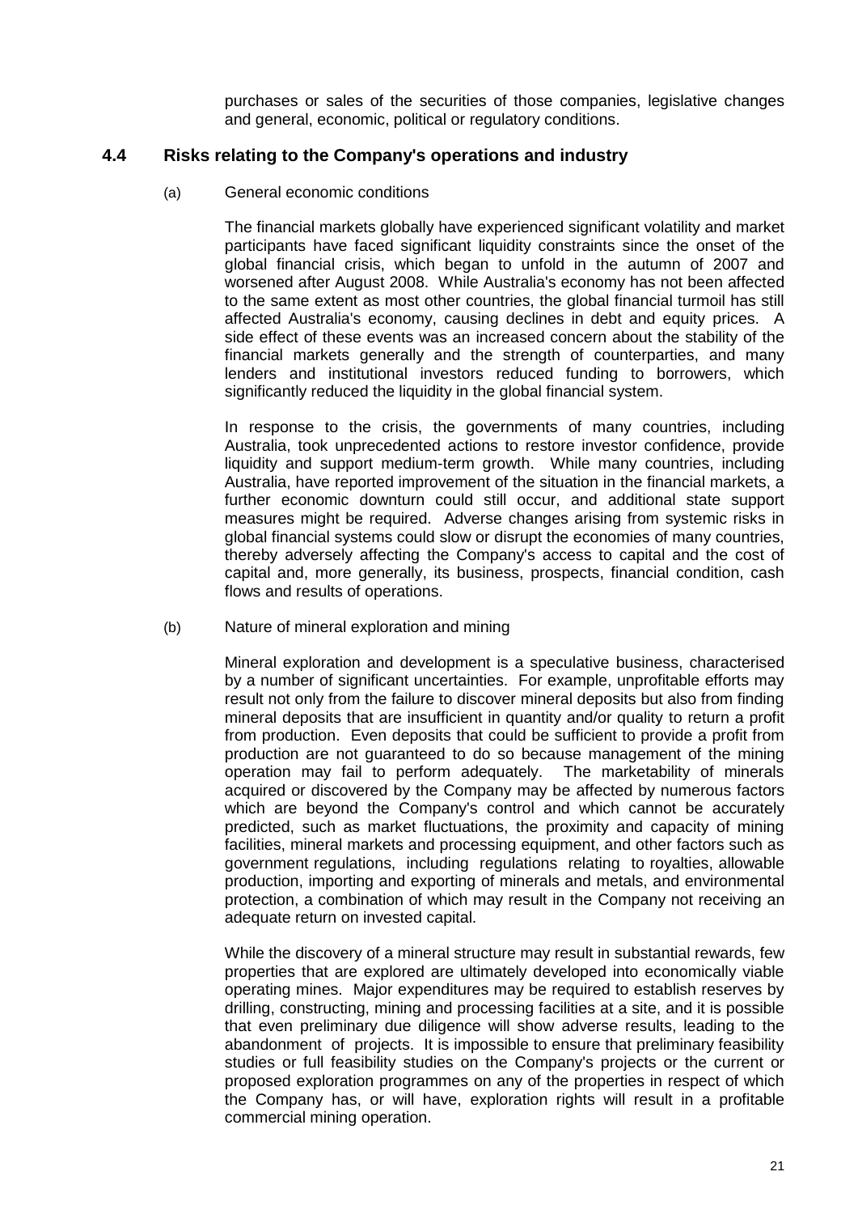purchases or sales of the securities of those companies, legislative changes and general, economic, political or regulatory conditions.

## 4.4 Risks relating to the Company's operations and industry

(a) General economic conditions

The financial markets globally have experienced significant volatility and market participants have faced significant liquidity constraints since the onset of the global financial crisis, which began to unfold in the autumn of 2007 and worsened after August 2008. While Australia's economy has not been affected to the same extent as most other countries, the global financial turmoil has still affected Australia's economy, causing declines in debt and equity prices. A side effect of these events was an increased concern about the stability of the financial markets generally and the strength of counterparties, and many lenders and institutional investors reduced funding to borrowers, which significantly reduced the liquidity in the global financial system.

In response to the crisis, the governments of many countries, including Australia, took unprecedented actions to restore investor confidence, provide liquidity and support medium-term growth. While many countries, including Australia, have reported improvement of the situation in the financial markets, a further economic downturn could still occur, and additional state support measures might be required. Adverse changes arising from systemic risks in global financial systems could slow or disrupt the economies of many countries, thereby adversely affecting the Company's access to capital and the cost of capital and, more generally, its business, prospects, financial condition, cash flows and results of operations.

(b) Nature of mineral exploration and mining

Mineral exploration and development is a speculative business, characterised by a number of significant uncertainties. For example, unprofitable efforts may result not only from the failure to discover mineral deposits but also from finding mineral deposits that are insufficient in quantity and/or quality to return a profit from production. Even deposits that could be sufficient to provide a profit from production are not guaranteed to do so because management of the mining operation may fail to perform adequately. The marketability of minerals acquired or discovered by the Company may be affected by numerous factors which are beyond the Company's control and which cannot be accurately predicted, such as market fluctuations, the proximity and capacity of mining facilities, mineral markets and processing equipment, and other factors such as government regulations, including regulations relating to royalties, allowable production, importing and exporting of minerals and metals, and environmental protection, a combination of which may result in the Company not receiving an adequate return on invested capital.

While the discovery of a mineral structure may result in substantial rewards, few properties that are explored are ultimately developed into economically viable operating mines. Major expenditures may be required to establish reserves by drilling, constructing, mining and processing facilities at a site, and it is possible that even preliminary due diligence will show adverse results, leading to the abandonment of projects. It is impossible to ensure that preliminary feasibility studies or full feasibility studies on the Company's projects or the current or proposed exploration programmes on any of the properties in respect of which the Company has, or will have, exploration rights will result in a profitable commercial mining operation.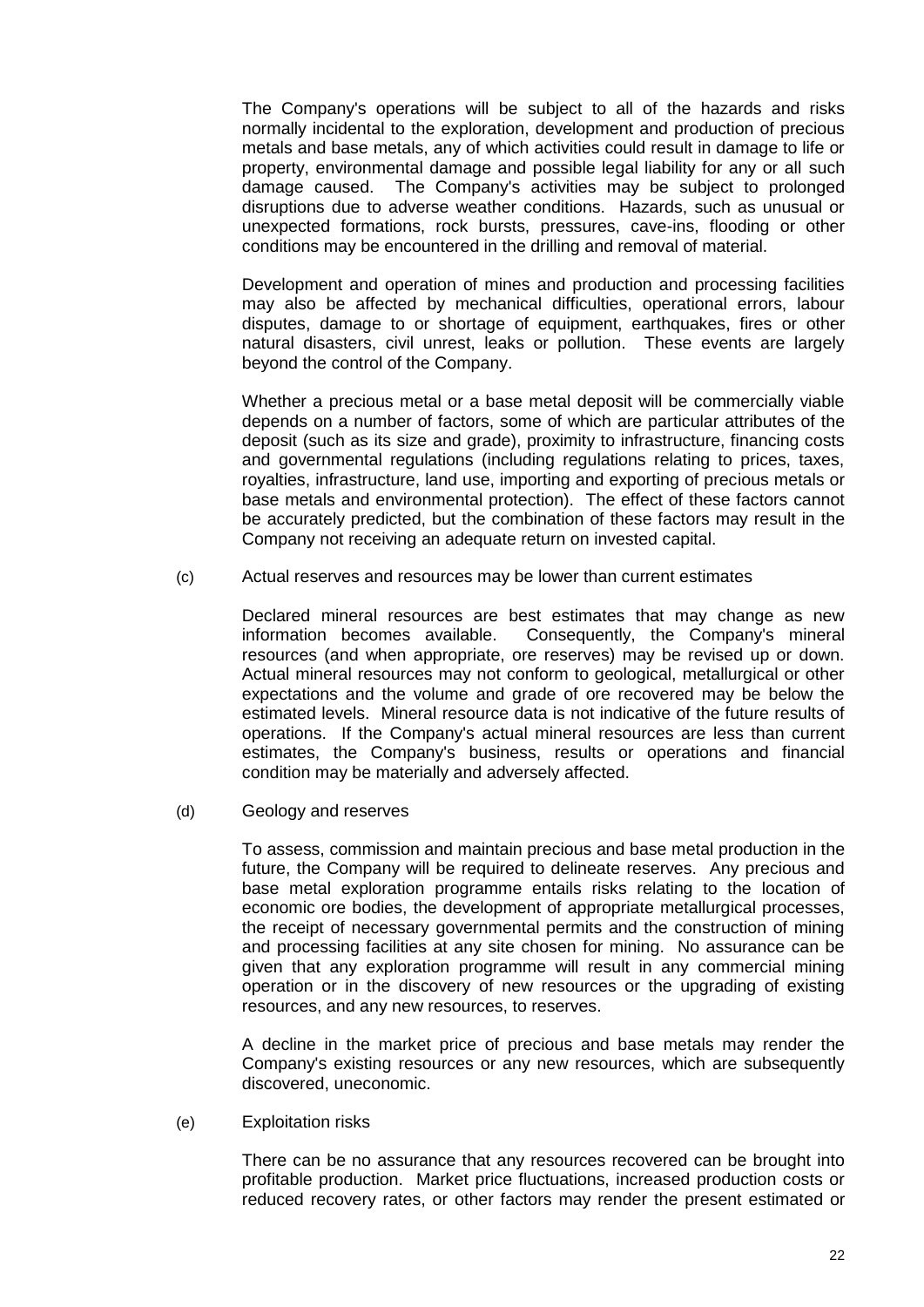The Company's operations will be subject to all of the hazards and risks normally incidental to the exploration, development and production of precious metals and base metals, any of which activities could result in damage to life or property, environmental damage and possible legal liability for any or all such damage caused. The Company's activities may be subject to prolonged disruptions due to adverse weather conditions. Hazards, such as unusual or unexpected formations, rock bursts, pressures, cave-ins, flooding or other conditions may be encountered in the drilling and removal of material.

Development and operation of mines and production and processing facilities may also be affected by mechanical difficulties, operational errors, labour disputes, damage to or shortage of equipment, earthquakes, fires or other natural disasters, civil unrest, leaks or pollution. These events are largely beyond the control of the Company.

Whether a precious metal or a base metal deposit will be commercially viable depends on a number of factors, some of which are particular attributes of the deposit (such as its size and grade), proximity to infrastructure, financing costs and governmental regulations (including regulations relating to prices, taxes, royalties, infrastructure, land use, importing and exporting of precious metals or base metals and environmental protection). The effect of these factors cannot be accurately predicted, but the combination of these factors may result in the Company not receiving an adequate return on invested capital.

(c) Actual reserves and resources may be lower than current estimates

Declared mineral resources are best estimates that may change as new information becomes available. Consequently, the Company's mineral resources (and when appropriate, ore reserves) may be revised up or down. Actual mineral resources may not conform to geological, metallurgical or other expectations and the volume and grade of ore recovered may be below the estimated levels. Mineral resource data is not indicative of the future results of operations. If the Company's actual mineral resources are less than current estimates, the Company's business, results or operations and financial condition may be materially and adversely affected.

(d) Geology and reserves

To assess, commission and maintain precious and base metal production in the future, the Company will be required to delineate reserves. Any precious and base metal exploration programme entails risks relating to the location of economic ore bodies, the development of appropriate metallurgical processes, the receipt of necessary governmental permits and the construction of mining and processing facilities at any site chosen for mining. No assurance can be given that any exploration programme will result in any commercial mining operation or in the discovery of new resources or the upgrading of existing resources, and any new resources, to reserves.

A decline in the market price of precious and base metals may render the Company's existing resources or any new resources, which are subsequently discovered, uneconomic.

(e) Exploitation risks

There can be no assurance that any resources recovered can be brought into profitable production. Market price fluctuations, increased production costs or reduced recovery rates, or other factors may render the present estimated or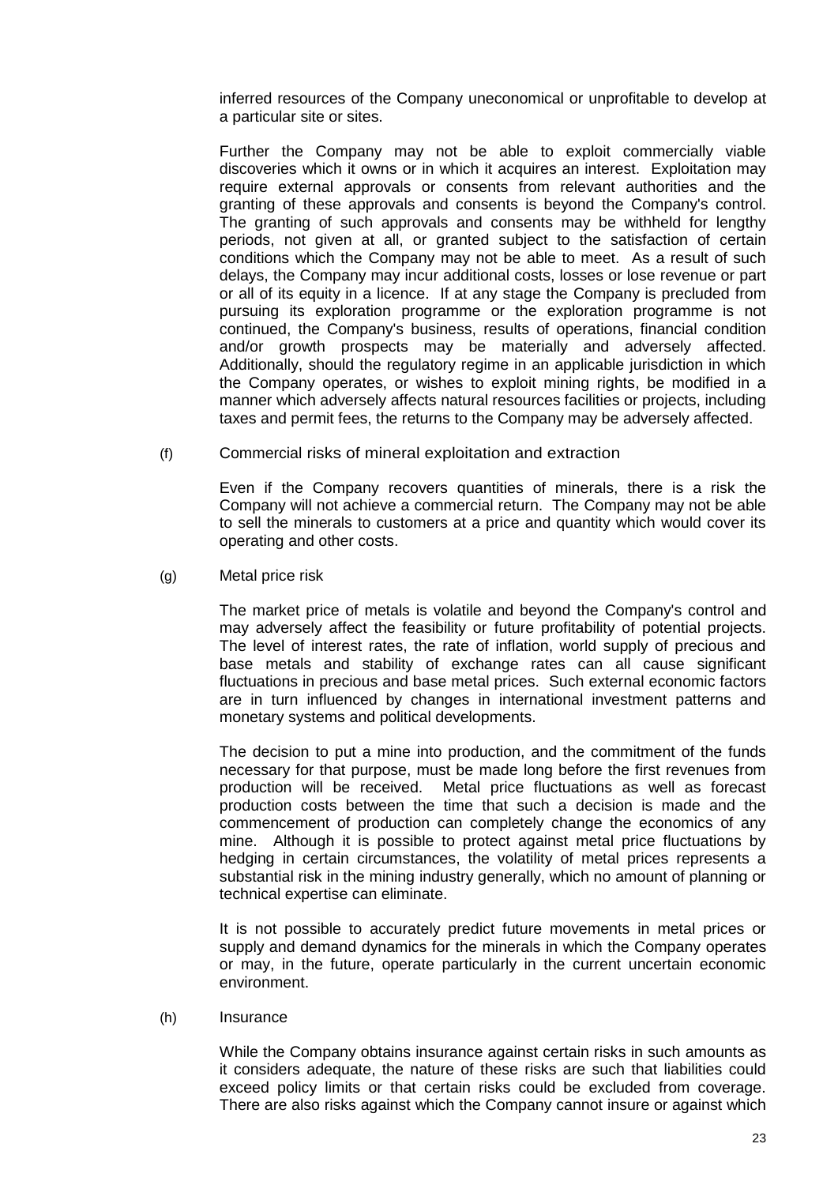inferred resources of the Company uneconomical or unprofitable to develop at a particular site or sites.

Further the Company may not be able to exploit commercially viable discoveries which it owns or in which it acquires an interest. Exploitation may require external approvals or consents from relevant authorities and the granting of these approvals and consents is beyond the Company's control. The granting of such approvals and consents may be withheld for lengthy periods, not given at all, or granted subject to the satisfaction of certain conditions which the Company may not be able to meet. As a result of such delays, the Company may incur additional costs, losses or lose revenue or part or all of its equity in a licence. If at any stage the Company is precluded from pursuing its exploration programme or the exploration programme is not continued, the Company's business, results of operations, financial condition and/or growth prospects may be materially and adversely affected. Additionally, should the regulatory regime in an applicable jurisdiction in which the Company operates, or wishes to exploit mining rights, be modified in a manner which adversely affects natural resources facilities or projects, including taxes and permit fees, the returns to the Company may be adversely affected.

(f) Commercial risks of mineral exploitation and extraction

Even if the Company recovers quantities of minerals, there is a risk the Company will not achieve a commercial return. The Company may not be able to sell the minerals to customers at a price and quantity which would cover its operating and other costs.

(g) Metal price risk

The market price of metals is volatile and beyond the Company's control and may adversely affect the feasibility or future profitability of potential projects. The level of interest rates, the rate of inflation, world supply of precious and base metals and stability of exchange rates can all cause significant fluctuations in precious and base metal prices. Such external economic factors are in turn influenced by changes in international investment patterns and monetary systems and political developments.

The decision to put a mine into production, and the commitment of the funds necessary for that purpose, must be made long before the first revenues from production will be received. Metal price fluctuations as well as forecast production costs between the time that such a decision is made and the commencement of production can completely change the economics of any mine. Although it is possible to protect against metal price fluctuations by hedging in certain circumstances, the volatility of metal prices represents a substantial risk in the mining industry generally, which no amount of planning or technical expertise can eliminate.

It is not possible to accurately predict future movements in metal prices or supply and demand dynamics for the minerals in which the Company operates or may, in the future, operate particularly in the current uncertain economic environment.

(h) Insurance

While the Company obtains insurance against certain risks in such amounts as it considers adequate, the nature of these risks are such that liabilities could exceed policy limits or that certain risks could be excluded from coverage. There are also risks against which the Company cannot insure or against which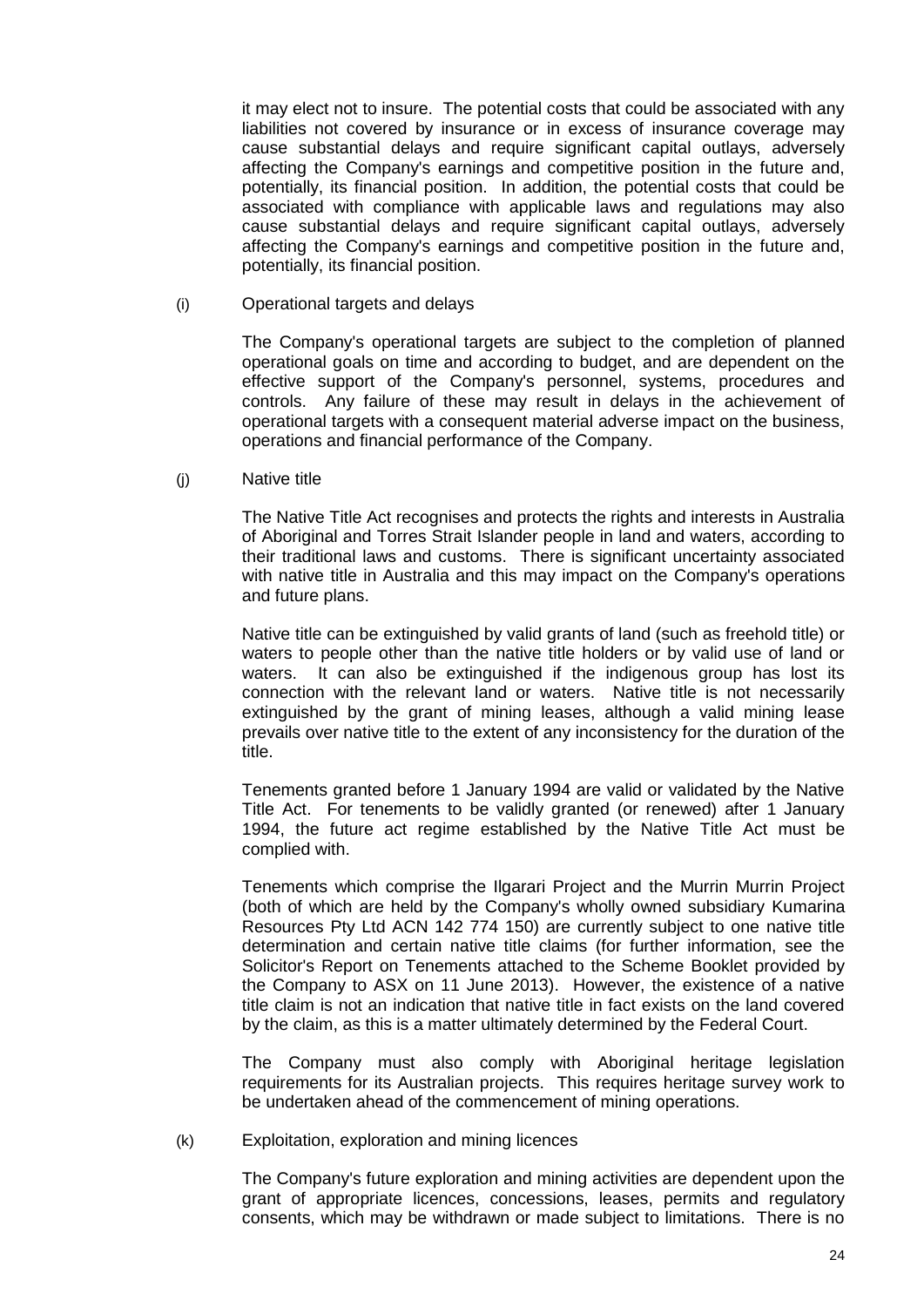it may elect not to insure. The potential costs that could be associated with any liabilities not covered by insurance or in excess of insurance coverage may cause substantial delays and require significant capital outlays, adversely affecting the Company's earnings and competitive position in the future and, potentially, its financial position. In addition, the potential costs that could be associated with compliance with applicable laws and regulations may also cause substantial delays and require significant capital outlays, adversely affecting the Company's earnings and competitive position in the future and, potentially, its financial position.

(i) Operational targets and delays

The Company's operational targets are subject to the completion of planned operational goals on time and according to budget, and are dependent on the effective support of the Company's personnel, systems, procedures and controls. Any failure of these may result in delays in the achievement of operational targets with a consequent material adverse impact on the business, operations and financial performance of the Company.

(j) Native title

The Native Title Act recognises and protects the rights and interests in Australia of Aboriginal and Torres Strait Islander people in land and waters, according to their traditional laws and customs. There is significant uncertainty associated with native title in Australia and this may impact on the Company's operations and future plans.

Native title can be extinguished by valid grants of land (such as freehold title) or waters to people other than the native title holders or by valid use of land or waters. It can also be extinguished if the indigenous group has lost its connection with the relevant land or waters. Native title is not necessarily extinguished by the grant of mining leases, although a valid mining lease prevails over native title to the extent of any inconsistency for the duration of the title.

Tenements granted before 1 January 1994 are valid or validated by the Native Title Act. For tenements to be validly granted (or renewed) after 1 January 1994, the future act regime established by the Native Title Act must be complied with.

Tenements which comprise the Ilgarari Project and the Murrin Murrin Project (both of which are held by the Company's wholly owned subsidiary Kumarina Resources Pty Ltd ACN 142 774 150) are currently subject to one native title determination and certain native title claims (for further information, see the Solicitor's Report on Tenements attached to the Scheme Booklet provided by the Company to ASX on 11 June 2013). However, the existence of a native title claim is not an indication that native title in fact exists on the land covered by the claim, as this is a matter ultimately determined by the Federal Court.

The Company must also comply with Aboriginal heritage legislation requirements for its Australian projects. This requires heritage survey work to be undertaken ahead of the commencement of mining operations.

(k) Exploitation, exploration and mining licences

The Company's future exploration and mining activities are dependent upon the grant of appropriate licences, concessions, leases, permits and regulatory consents, which may be withdrawn or made subject to limitations. There is no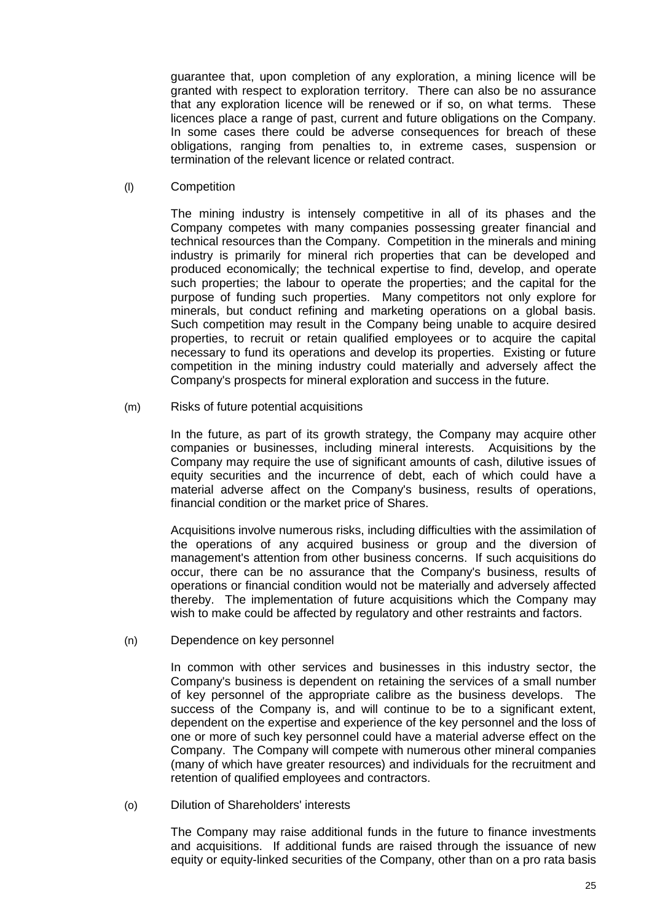guarantee that, upon completion of any exploration, a mining licence will be granted with respect to exploration territory. There can also be no assurance that any exploration licence will be renewed or if so, on what terms. These licences place a range of past, current and future obligations on the Company. In some cases there could be adverse consequences for breach of these obligations, ranging from penalties to, in extreme cases, suspension or termination of the relevant licence or related contract.

(l) Competition

The mining industry is intensely competitive in all of its phases and the Company competes with many companies possessing greater financial and technical resources than the Company. Competition in the minerals and mining industry is primarily for mineral rich properties that can be developed and produced economically; the technical expertise to find, develop, and operate such properties; the labour to operate the properties; and the capital for the purpose of funding such properties. Many competitors not only explore for minerals, but conduct refining and marketing operations on a global basis. Such competition may result in the Company being unable to acquire desired properties, to recruit or retain qualified employees or to acquire the capital necessary to fund its operations and develop its properties. Existing or future competition in the mining industry could materially and adversely affect the Company's prospects for mineral exploration and success in the future.

(m) Risks of future potential acquisitions

In the future, as part of its growth strategy, the Company may acquire other companies or businesses, including mineral interests. Acquisitions by the Company may require the use of significant amounts of cash, dilutive issues of equity securities and the incurrence of debt, each of which could have a material adverse affect on the Company's business, results of operations, financial condition or the market price of Shares.

Acquisitions involve numerous risks, including difficulties with the assimilation of the operations of any acquired business or group and the diversion of management's attention from other business concerns. If such acquisitions do occur, there can be no assurance that the Company's business, results of operations or financial condition would not be materially and adversely affected thereby. The implementation of future acquisitions which the Company may wish to make could be affected by regulatory and other restraints and factors.

(n) Dependence on key personnel

In common with other services and businesses in this industry sector, the Company's business is dependent on retaining the services of a small number of key personnel of the appropriate calibre as the business develops. The success of the Company is, and will continue to be to a significant extent, dependent on the expertise and experience of the key personnel and the loss of one or more of such key personnel could have a material adverse effect on the Company. The Company will compete with numerous other mineral companies (many of which have greater resources) and individuals for the recruitment and retention of qualified employees and contractors.

(o) Dilution of Shareholders' interests

The Company may raise additional funds in the future to finance investments and acquisitions. If additional funds are raised through the issuance of new equity or equity-linked securities of the Company, other than on a pro rata basis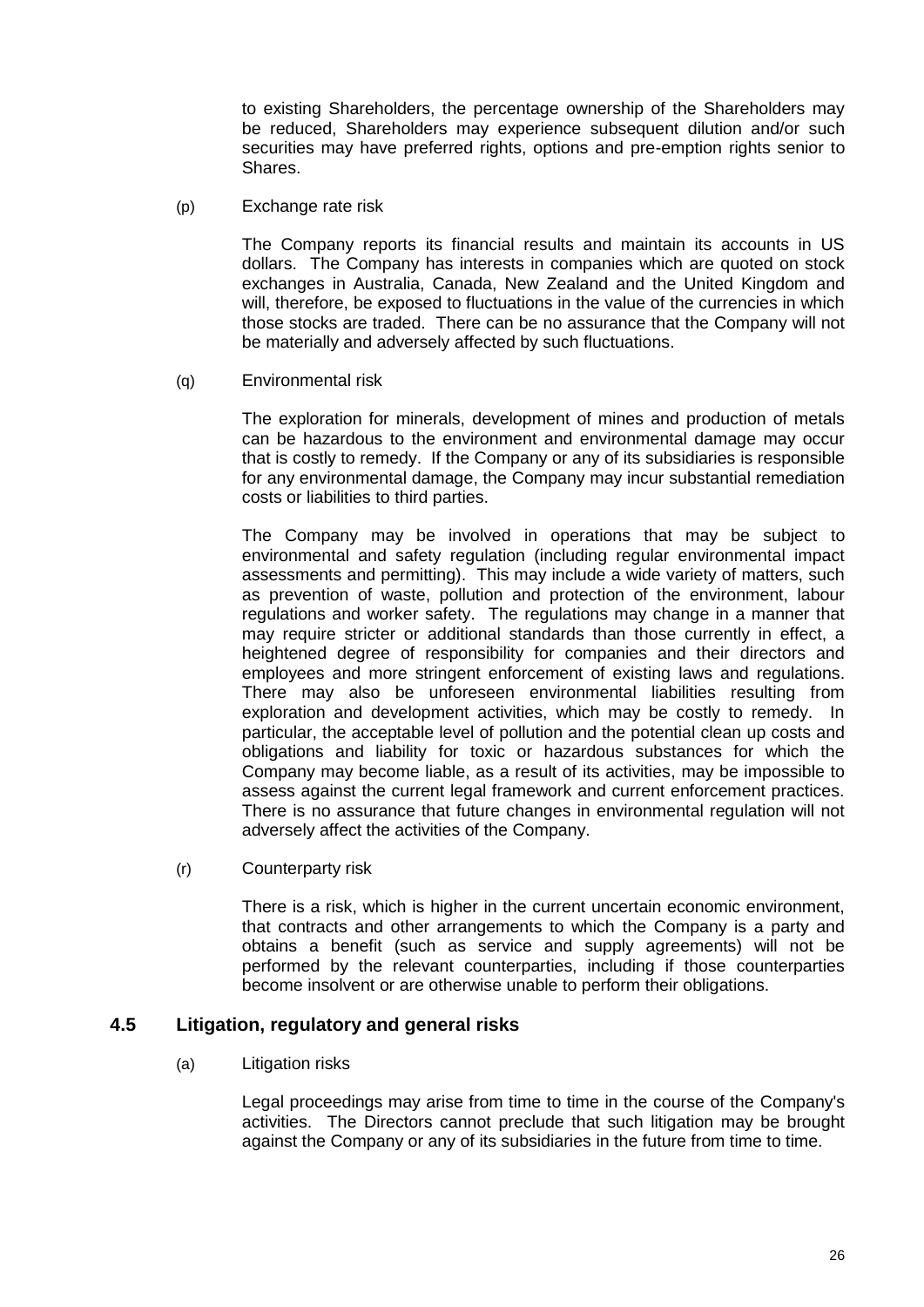to existing Shareholders, the percentage ownership of the Shareholders may be reduced, Shareholders may experience subsequent dilution and/or such securities may have preferred rights, options and pre-emption rights senior to Shares.

(p) Exchange rate risk

The Company reports its financial results and maintain its accounts in US dollars. The Company has interests in companies which are quoted on stock exchanges in Australia, Canada, New Zealand and the United Kingdom and will, therefore, be exposed to fluctuations in the value of the currencies in which those stocks are traded. There can be no assurance that the Company will not be materially and adversely affected by such fluctuations.

(q) Environmental risk

The exploration for minerals, development of mines and production of metals can be hazardous to the environment and environmental damage may occur that is costly to remedy. If the Company or any of its subsidiaries is responsible for any environmental damage, the Company may incur substantial remediation costs or liabilities to third parties.

The Company may be involved in operations that may be subject to environmental and safety regulation (including regular environmental impact assessments and permitting). This may include a wide variety of matters, such as prevention of waste, pollution and protection of the environment, labour regulations and worker safety. The regulations may change in a manner that may require stricter or additional standards than those currently in effect, a heightened degree of responsibility for companies and their directors and employees and more stringent enforcement of existing laws and regulations. There may also be unforeseen environmental liabilities resulting from exploration and development activities, which may be costly to remedy. In particular, the acceptable level of pollution and the potential clean up costs and obligations and liability for toxic or hazardous substances for which the Company may become liable, as a result of its activities, may be impossible to assess against the current legal framework and current enforcement practices. There is no assurance that future changes in environmental regulation will not adversely affect the activities of the Company.

(r) Counterparty risk

There is a risk, which is higher in the current uncertain economic environment, that contracts and other arrangements to which the Company is a party and obtains a benefit (such as service and supply agreements) will not be performed by the relevant counterparties, including if those counterparties become insolvent or are otherwise unable to perform their obligations.

## 4.5 Litigation, regulatory and general risks

(a) Litigation risks

Legal proceedings may arise from time to time in the course of the Company's activities. The Directors cannot preclude that such litigation may be brought against the Company or any of its subsidiaries in the future from time to time.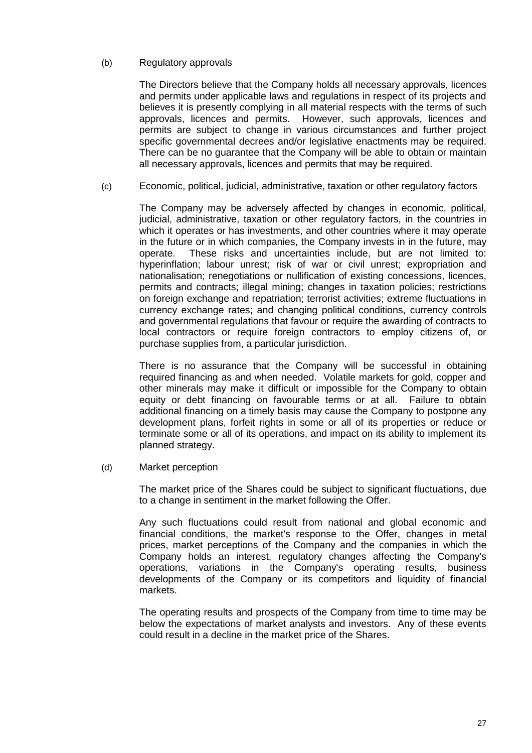(b) Regulatory approvals

The Directors believe that the Company holds all necessary approvals, licences and permits under applicable laws and regulations in respect of its projects and believes it is presently complying in all material respects with the terms of such approvals, licences and permits. However, such approvals, licences and permits are subject to change in various circumstances and further project specific governmental decrees and/or legislative enactments may be required. There can be no guarantee that the Company will be able to obtain or maintain all necessary approvals, licences and permits that may be required.

(c) Economic, political, judicial, administrative, taxation or other regulatory factors

The Company may be adversely affected by changes in economic, political, judicial, administrative, taxation or other regulatory factors, in the countries in which it operates or has investments, and other countries where it may operate in the future or in which companies, the Company invests in in the future, may operate. These risks and uncertainties include, but are not limited to: hyperinflation; labour unrest; risk of war or civil unrest; expropriation and nationalisation; renegotiations or nullification of existing concessions, licences, permits and contracts; illegal mining; changes in taxation policies; restrictions on foreign exchange and repatriation; terrorist activities; extreme fluctuations in currency exchange rates; and changing political conditions, currency controls and governmental regulations that favour or require the awarding of contracts to local contractors or require foreign contractors to employ citizens of, or purchase supplies from, a particular jurisdiction.

There is no assurance that the Company will be successful in obtaining required financing as and when needed. Volatile markets for gold, copper and other minerals may make it difficult or impossible for the Company to obtain equity or debt financing on favourable terms or at all. Failure to obtain additional financing on a timely basis may cause the Company to postpone any development plans, forfeit rights in some or all of its properties or reduce or terminate some or all of its operations, and impact on its ability to implement its planned strategy.

(d) Market perception

The market price of the Shares could be subject to significant fluctuations, due to a change in sentiment in the market following the Offer.

Any such fluctuations could result from national and global economic and financial conditions, the market's response to the Offer, changes in metal prices, market perceptions of the Company and the companies in which the Company holds an interest, regulatory changes affecting the Company's operations, variations in the Company's operating results, business developments of the Company or its competitors and liquidity of financial markets.

The operating results and prospects of the Company from time to time may be below the expectations of market analysts and investors. Any of these events could result in a decline in the market price of the Shares.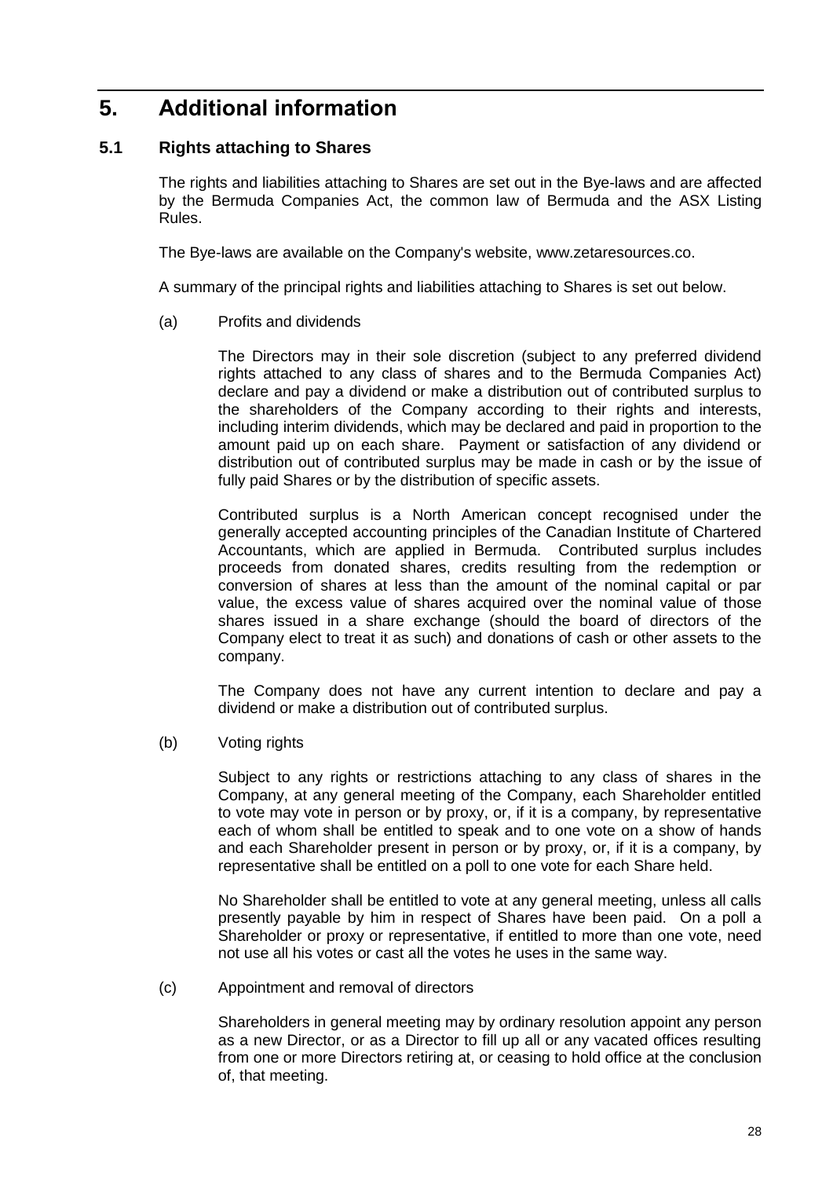# 5. Additional information

## 5.1 Rights attaching to Shares

The rights and liabilities attaching to Shares are set out in the Bye-laws and are affected by the Bermuda Companies Act, the common law of Bermuda and the ASX Listing Rules.

The Bye-laws are available on the Company's website, www.zetaresources.co.

A summary of the principal rights and liabilities attaching to Shares is set out below.

(a) Profits and dividends

The Directors may in their sole discretion (subject to any preferred dividend rights attached to any class of shares and to the Bermuda Companies Act) declare and pay a dividend or make a distribution out of contributed surplus to the shareholders of the Company according to their rights and interests, including interim dividends, which may be declared and paid in proportion to the amount paid up on each share. Payment or satisfaction of any dividend or distribution out of contributed surplus may be made in cash or by the issue of fully paid Shares or by the distribution of specific assets.

Contributed surplus is a North American concept recognised under the generally accepted accounting principles of the Canadian Institute of Chartered Accountants, which are applied in Bermuda. Contributed surplus includes proceeds from donated shares, credits resulting from the redemption or conversion of shares at less than the amount of the nominal capital or par value, the excess value of shares acquired over the nominal value of those shares issued in a share exchange (should the board of directors of the Company elect to treat it as such) and donations of cash or other assets to the company.

The Company does not have any current intention to declare and pay a dividend or make a distribution out of contributed surplus.

(b) Voting rights

Subject to any rights or restrictions attaching to any class of shares in the Company, at any general meeting of the Company, each Shareholder entitled to vote may vote in person or by proxy, or, if it is a company, by representative each of whom shall be entitled to speak and to one vote on a show of hands and each Shareholder present in person or by proxy, or, if it is a company, by representative shall be entitled on a poll to one vote for each Share held.

No Shareholder shall be entitled to vote at any general meeting, unless all calls presently payable by him in respect of Shares have been paid. On a poll a Shareholder or proxy or representative, if entitled to more than one vote, need not use all his votes or cast all the votes he uses in the same way.

(c) Appointment and removal of directors

Shareholders in general meeting may by ordinary resolution appoint any person as a new Director, or as a Director to fill up all or any vacated offices resulting from one or more Directors retiring at, or ceasing to hold office at the conclusion of, that meeting.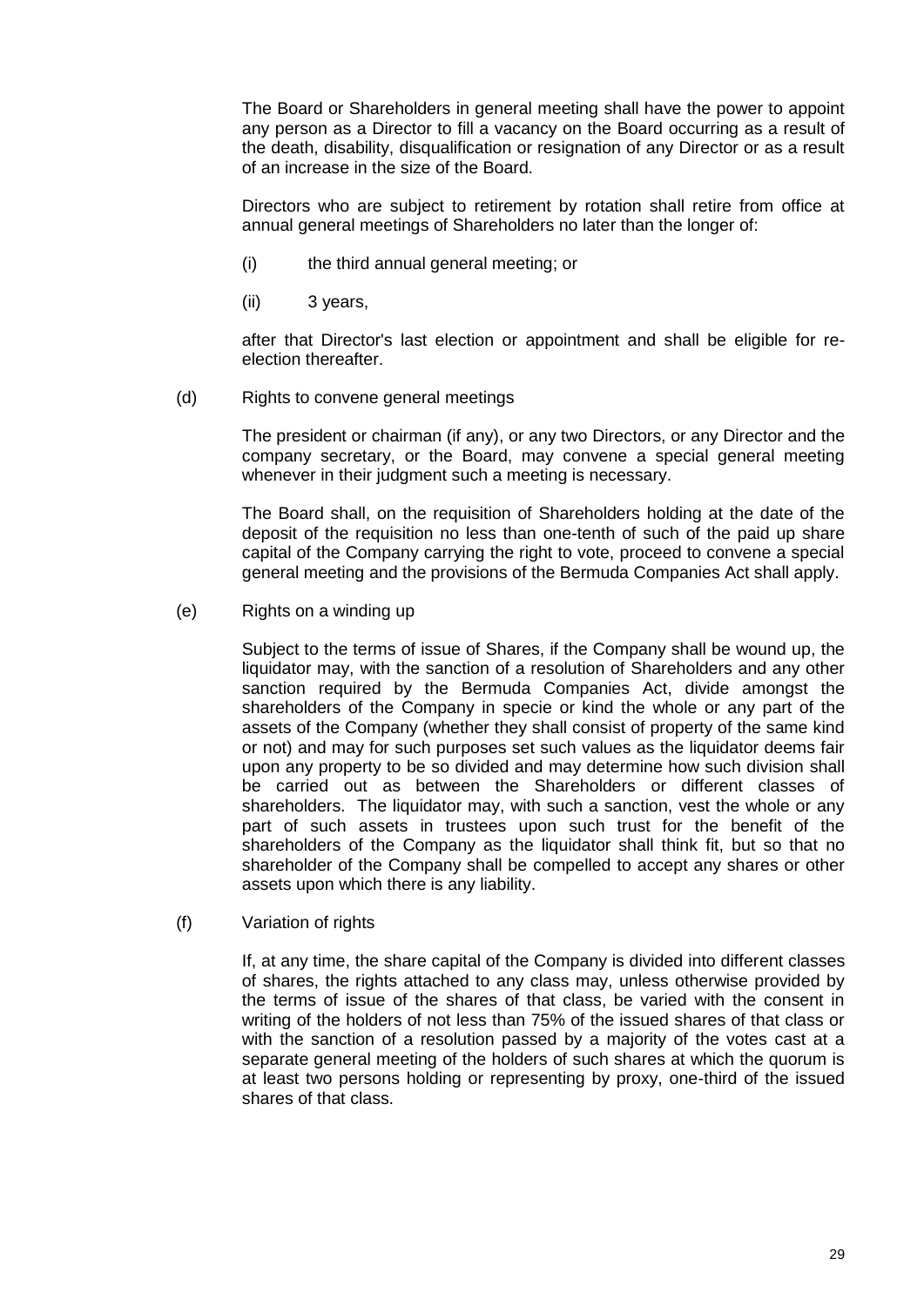The Board or Shareholders in general meeting shall have the power to appoint any person as a Director to fill a vacancy on the Board occurring as a result of the death, disability, disqualification or resignation of any Director or as a result of an increase in the size of the Board.

Directors who are subject to retirement by rotation shall retire from office at annual general meetings of Shareholders no later than the longer of:

(i) the third annual general meeting; or

(ii) 3 years,

after that Director's last election or appointment and shall be eligible for re-election thereafter.

(d) Rights to convene general meetings

The president or chairman (if any), or any two Directors, or any Director and the company secretary, or the Board, may convene a special general meeting whenever in their judgment such a meeting is necessary.

The Board shall, on the requisition of Shareholders holding at the date of the deposit of the requisition no less than one-tenth of such of the paid up share capital of the Company carrying the right to vote, proceed to convene a special general meeting and the provisions of the Bermuda Companies Act shall apply.

(e) Rights on a winding up

Subject to the terms of issue of Shares, if the Company shall be wound up, the liquidator may, with the sanction of a resolution of Shareholders and any other sanction required by the Bermuda Companies Act, divide amongst the shareholders of the Company in specie or kind the whole or any part of the assets of the Company (whether they shall consist of property of the same kind or not) and may for such purposes set such values as the liquidator deems fair upon any property to be so divided and may determine how such division shall be carried out as between the Shareholders or different classes of shareholders. The liquidator may, with such a sanction, vest the whole or any part of such assets in trustees upon such trust for the benefit of the shareholders of the Company as the liquidator shall think fit, but so that no shareholder of the Company shall be compelled to accept any shares or other assets upon which there is any liability.

(f) Variation of rights

If, at any time, the share capital of the Company is divided into different classes of shares, the rights attached to any class may, unless otherwise provided by the terms of issue of the shares of that class, be varied with the consent in writing of the holders of not less than 75% of the issued shares of that class or with the sanction of a resolution passed by a majority of the votes cast at a separate general meeting of the holders of such shares at which the quorum is at least two persons holding or representing by proxy, one-third of the issued shares of that class.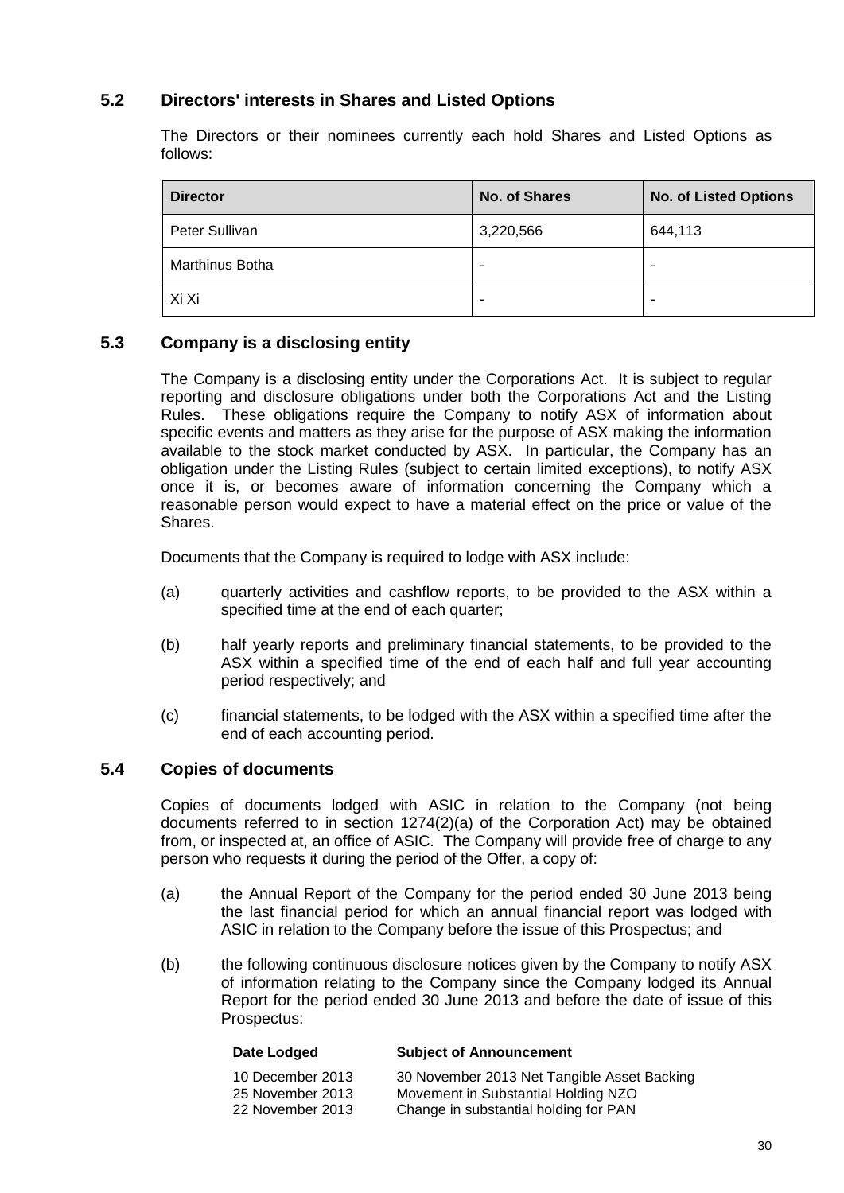## 5.2 Directors' interests in Shares and Listed Options

The Directors or their nominees currently each hold Shares and Listed Options as follows:

| Director | No. of Shares | No. of Listed Options |
|---|---|---|
| Peter Sullivan | 3,220,566 | 644,113 |
| Marthinus Botha | - | - |
| Xi Xi | - | - |

## 5.3 Company is a disclosing entity

The Company is a disclosing entity under the Corporations Act. It is subject to regular reporting and disclosure obligations under both the Corporations Act and the Listing Rules. These obligations require the Company to notify ASX of information about specific events and matters as they arise for the purpose of ASX making the information available to the stock market conducted by ASX. In particular, the Company has an obligation under the Listing Rules (subject to certain limited exceptions), to notify ASX once it is, or becomes aware of information concerning the Company which a reasonable person would expect to have a material effect on the price or value of the Shares.

Documents that the Company is required to lodge with ASX include:

(a) quarterly activities and cashflow reports, to be provided to the ASX within a specified time at the end of each quarter;

(b) half yearly reports and preliminary financial statements, to be provided to the ASX within a specified time of the end of each half and full year accounting period respectively; and

(c) financial statements, to be lodged with the ASX within a specified time after the end of each accounting period.

## 5.4 Copies of documents

Copies of documents lodged with ASIC in relation to the Company (not being documents referred to in section 1274(2)(a) of the Corporation Act) may be obtained from, or inspected at, an office of ASIC. The Company will provide free of charge to any person who requests it during the period of the Offer, a copy of:

(a) the Annual Report of the Company for the period ended 30 June 2013 being the last financial period for which an annual financial report was lodged with ASIC in relation to the Company before the issue of this Prospectus; and

(b) the following continuous disclosure notices given by the Company to notify ASX of information relating to the Company since the Company lodged its Annual Report for the period ended 30 June 2013 and before the date of issue of this Prospectus:

| Date Lodged | Subject of Announcement |
|---|---|
| 10 December 2013 | 30 November 2013 Net Tangible Asset Backing |
| 25 November 2013 | Movement in Substantial Holding NZO |
| 22 November 2013 | Change in substantial holding for PAN |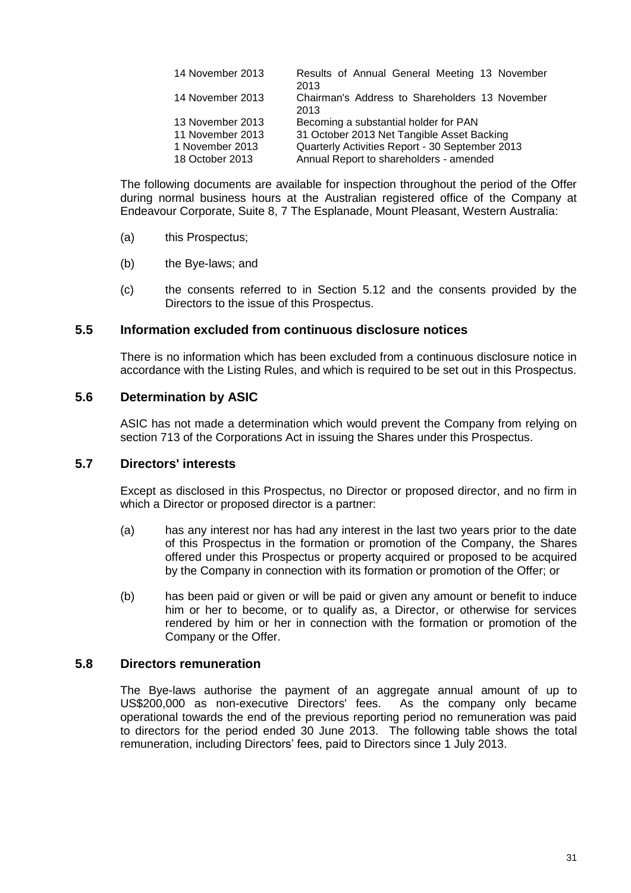| | |
|---|---|
| 14 November 2013 | Results of Annual General Meeting 13 November 2013 |
| 14 November 2013 | Chairman's Address to Shareholders 13 November 2013 |
| 13 November 2013 | Becoming a substantial holder for PAN |
| 11 November 2013 | 31 October 2013 Net Tangible Asset Backing |
| 1 November 2013 | Quarterly Activities Report - 30 September 2013 |
| 18 October 2013 | Annual Report to shareholders - amended |

The following documents are available for inspection throughout the period of the Offer during normal business hours at the Australian registered office of the Company at Endeavour Corporate, Suite 8, 7 The Esplanade, Mount Pleasant, Western Australia:

(a) this Prospectus;

(b) the Bye-laws; and

(c) the consents referred to in Section 5.12 and the consents provided by the Directors to the issue of this Prospectus.

## 5.5 Information excluded from continuous disclosure notices

There is no information which has been excluded from a continuous disclosure notice in accordance with the Listing Rules, and which is required to be set out in this Prospectus.

## 5.6 Determination by ASIC

ASIC has not made a determination which would prevent the Company from relying on section 713 of the Corporations Act in issuing the Shares under this Prospectus.

## 5.7 Directors' interests

Except as disclosed in this Prospectus, no Director or proposed director, and no firm in which a Director or proposed director is a partner:

(a) has any interest nor has had any interest in the last two years prior to the date of this Prospectus in the formation or promotion of the Company, the Shares offered under this Prospectus or property acquired or proposed to be acquired by the Company in connection with its formation or promotion of the Offer; or

(b) has been paid or given or will be paid or given any amount or benefit to induce him or her to become, or to qualify as, a Director, or otherwise for services rendered by him or her in connection with the formation or promotion of the Company or the Offer.

## 5.8 Directors remuneration

The Bye-laws authorise the payment of an aggregate annual amount of up to US$200,000 as non-executive Directors' fees. As the company only became operational towards the end of the previous reporting period no remuneration was paid to directors for the period ended 30 June 2013. The following table shows the total remuneration, including Directors' fees, paid to Directors since 1 July 2013.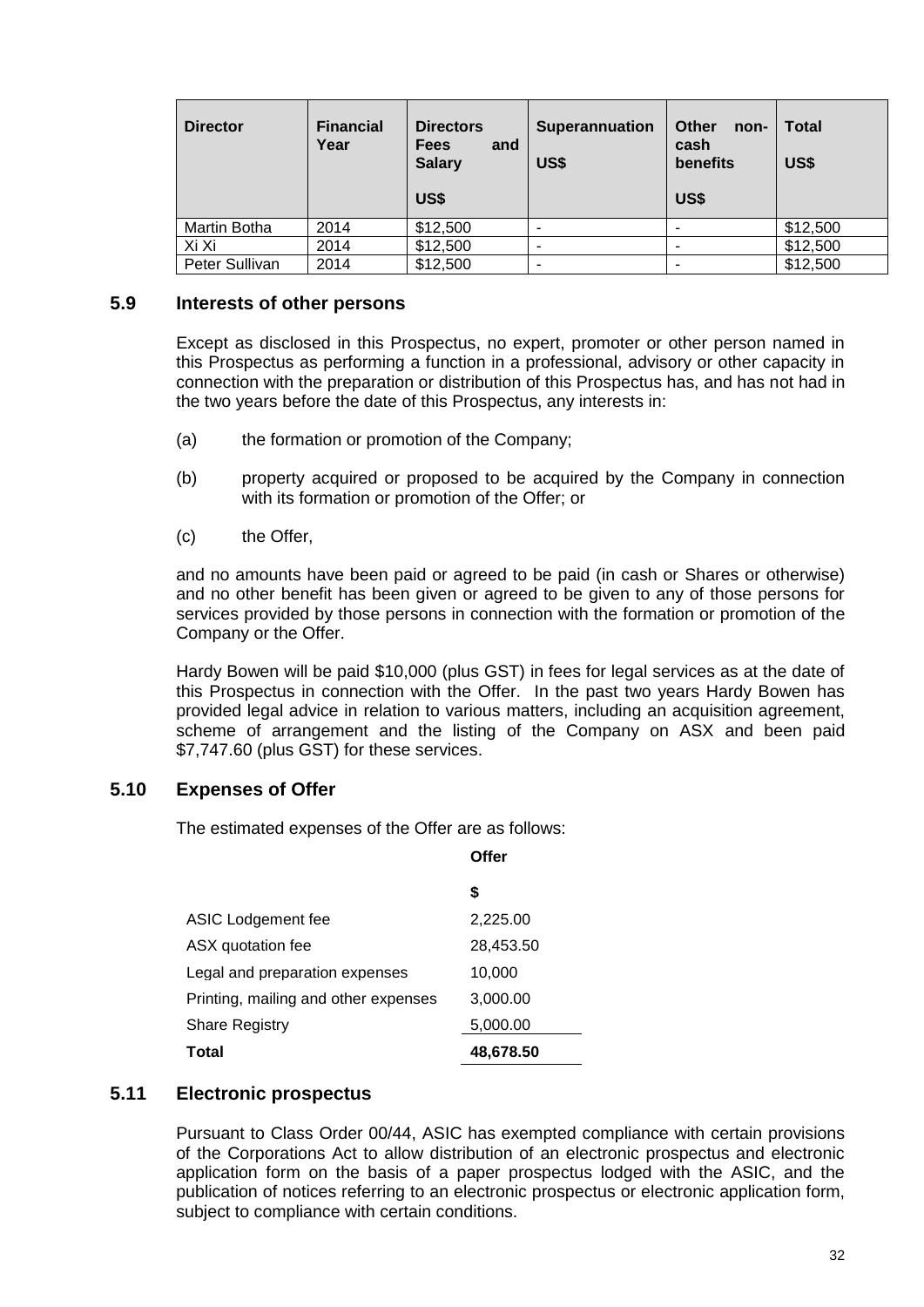| Director | Financial Year | Directors Fees and Salary US$ | Superannuation US$ | Other non-cash benefits US$ | Total US$ |
|---|---|---|---|---|---|
| Martin Botha | 2014 | $12,500 | - | - | $12,500 |
| Xi Xi | 2014 | $12,500 | - | - | $12,500 |
| Peter Sullivan | 2014 | $12,500 | - | - | $12,500 |

## 5.9 Interests of other persons

Except as disclosed in this Prospectus, no expert, promoter or other person named in this Prospectus as performing a function in a professional, advisory or other capacity in connection with the preparation or distribution of this Prospectus has, and has not had in the two years before the date of this Prospectus, any interests in:

(a) the formation or promotion of the Company;

(b) property acquired or proposed to be acquired by the Company in connection with its formation or promotion of the Offer; or

(c) the Offer,

and no amounts have been paid or agreed to be paid (in cash or Shares or otherwise) and no other benefit has been given or agreed to be given to any of those persons for services provided by those persons in connection with the formation or promotion of the Company or the Offer.

Hardy Bowen will be paid $10,000 (plus GST) in fees for legal services as at the date of this Prospectus in connection with the Offer. In the past two years Hardy Bowen has provided legal advice in relation to various matters, including an acquisition agreement, scheme of arrangement and the listing of the Company on ASX and been paid $7,747.60 (plus GST) for these services.

## 5.10 Expenses of Offer

The estimated expenses of the Offer are as follows:

| | Offer $ |
|---|---|
| ASIC Lodgement fee | 2,225.00 |
| ASX quotation fee | 28,453.50 |
| Legal and preparation expenses | 10,000 |
| Printing, mailing and other expenses | 3,000.00 |
| Share Registry | 5,000.00 |
| **Total** | **48,678.50** |

## 5.11 Electronic prospectus

Pursuant to Class Order 00/44, ASIC has exempted compliance with certain provisions of the Corporations Act to allow distribution of an electronic prospectus and electronic application form on the basis of a paper prospectus lodged with the ASIC, and the publication of notices referring to an electronic prospectus or electronic application form, subject to compliance with certain conditions.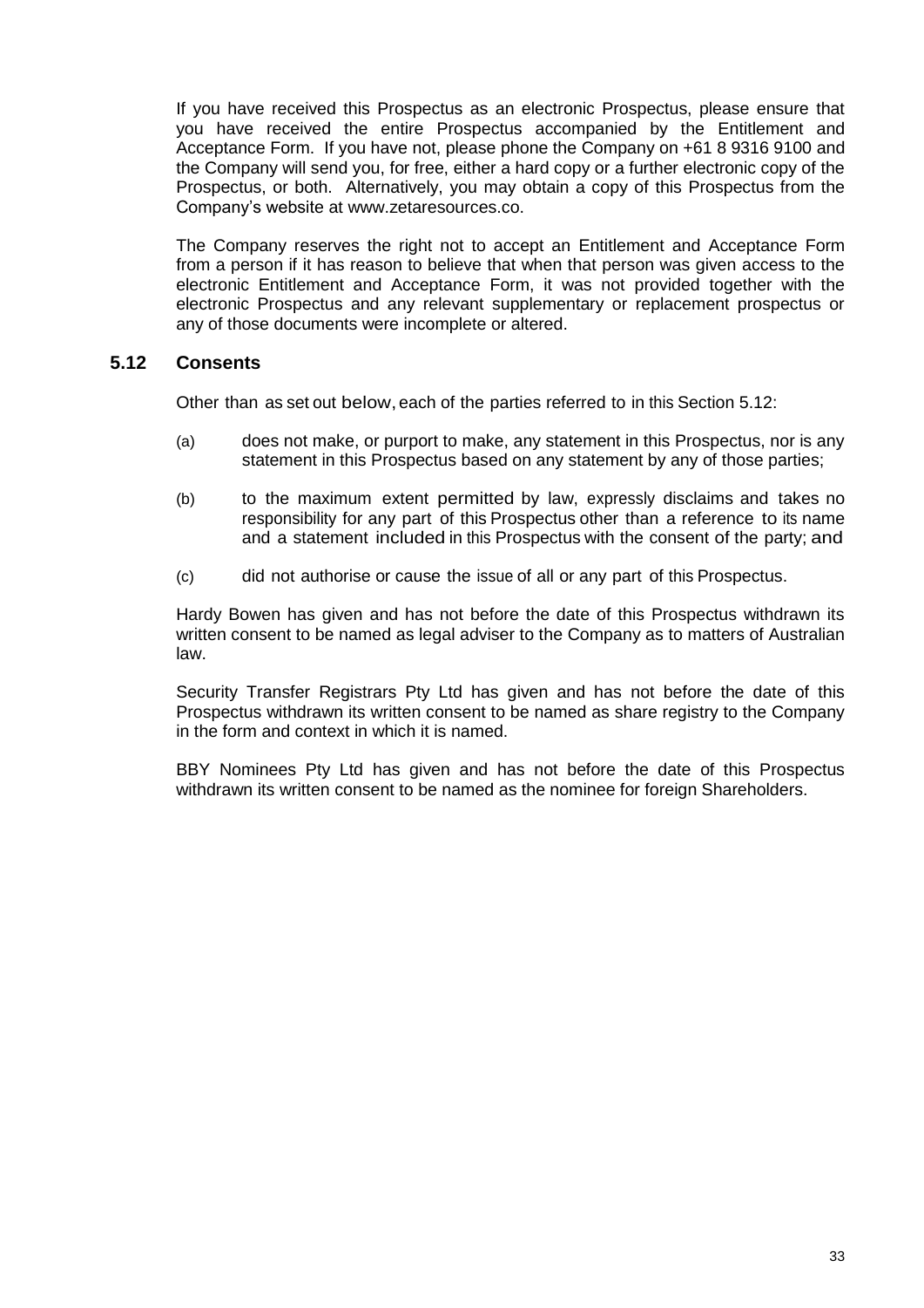If you have received this Prospectus as an electronic Prospectus, please ensure that you have received the entire Prospectus accompanied by the Entitlement and Acceptance Form. If you have not, please phone the Company on +61 8 9316 9100 and the Company will send you, for free, either a hard copy or a further electronic copy of the Prospectus, or both. Alternatively, you may obtain a copy of this Prospectus from the Company's website at www.zetaresources.co.

The Company reserves the right not to accept an Entitlement and Acceptance Form from a person if it has reason to believe that when that person was given access to the electronic Entitlement and Acceptance Form, it was not provided together with the electronic Prospectus and any relevant supplementary or replacement prospectus or any of those documents were incomplete or altered.

## 5.12 Consents

Other than as set out below, each of the parties referred to in this Section 5.12:

(a) does not make, or purport to make, any statement in this Prospectus, nor is any statement in this Prospectus based on any statement by any of those parties;

(b) to the maximum extent permitted by law, expressly disclaims and takes no responsibility for any part of this Prospectus other than a reference to its name and a statement included in this Prospectus with the consent of the party; and

(c) did not authorise or cause the issue of all or any part of this Prospectus.

Hardy Bowen has given and has not before the date of this Prospectus withdrawn its written consent to be named as legal adviser to the Company as to matters of Australian law.

Security Transfer Registrars Pty Ltd has given and has not before the date of this Prospectus withdrawn its written consent to be named as share registry to the Company in the form and context in which it is named.

BBY Nominees Pty Ltd has given and has not before the date of this Prospectus withdrawn its written consent to be named as the nominee for foreign Shareholders.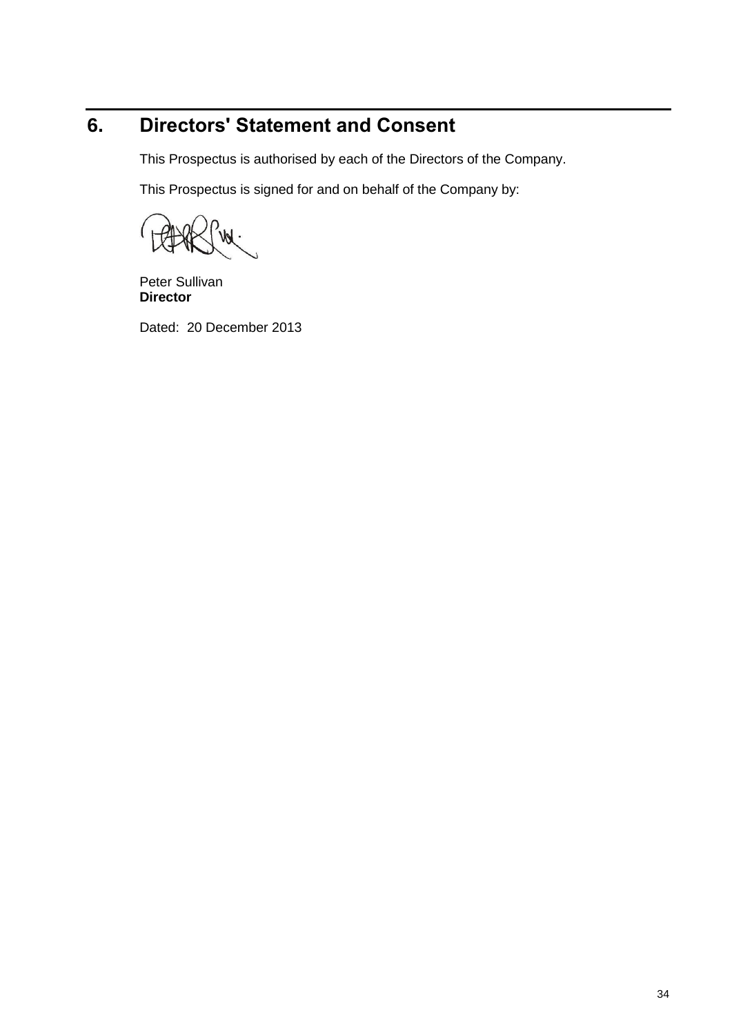# 6. Directors' Statement and Consent

This Prospectus is authorised by each of the Directors of the Company.

This Prospectus is signed for and on behalf of the Company by:

Peter Sullivan
**Director**

Dated: 20 December 2013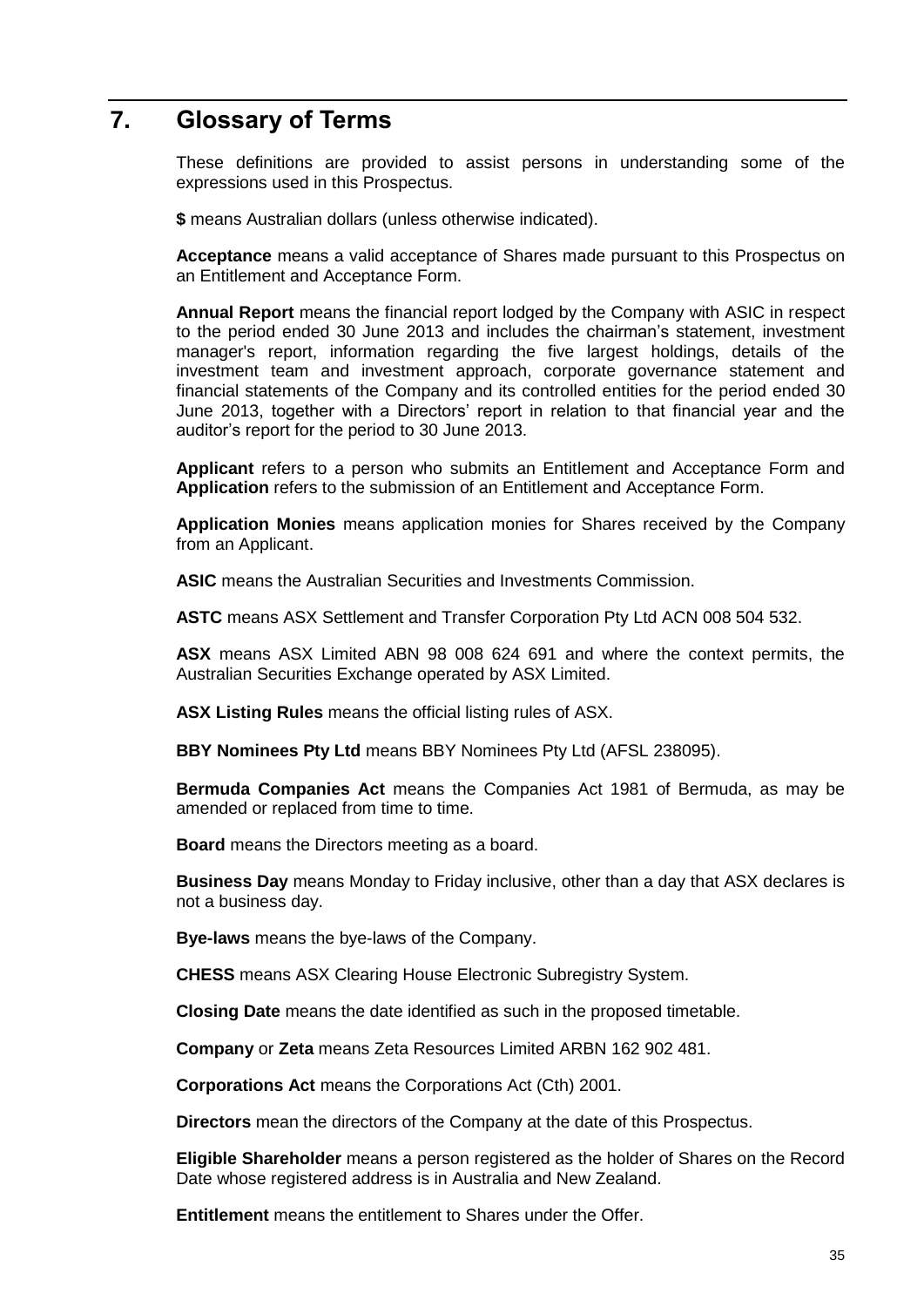# 7. Glossary of Terms

These definitions are provided to assist persons in understanding some of the expressions used in this Prospectus.

**$** means Australian dollars (unless otherwise indicated).

**Acceptance** means a valid acceptance of Shares made pursuant to this Prospectus on an Entitlement and Acceptance Form.

**Annual Report** means the financial report lodged by the Company with ASIC in respect to the period ended 30 June 2013 and includes the chairman's statement, investment manager's report, information regarding the five largest holdings, details of the investment team and investment approach, corporate governance statement and financial statements of the Company and its controlled entities for the period ended 30 June 2013, together with a Directors' report in relation to that financial year and the auditor's report for the period to 30 June 2013.

**Applicant** refers to a person who submits an Entitlement and Acceptance Form and **Application** refers to the submission of an Entitlement and Acceptance Form.

**Application Monies** means application monies for Shares received by the Company from an Applicant.

**ASIC** means the Australian Securities and Investments Commission.

**ASTC** means ASX Settlement and Transfer Corporation Pty Ltd ACN 008 504 532.

**ASX** means ASX Limited ABN 98 008 624 691 and where the context permits, the Australian Securities Exchange operated by ASX Limited.

**ASX Listing Rules** means the official listing rules of ASX.

**BBY Nominees Pty Ltd** means BBY Nominees Pty Ltd (AFSL 238095).

**Bermuda Companies Act** means the Companies Act 1981 of Bermuda, as may be amended or replaced from time to time.

**Board** means the Directors meeting as a board.

**Business Day** means Monday to Friday inclusive, other than a day that ASX declares is not a business day.

**Bye-laws** means the bye-laws of the Company.

**CHESS** means ASX Clearing House Electronic Subregistry System.

**Closing Date** means the date identified as such in the proposed timetable.

**Company** or **Zeta** means Zeta Resources Limited ARBN 162 902 481.

**Corporations Act** means the Corporations Act (Cth) 2001.

**Directors** mean the directors of the Company at the date of this Prospectus.

**Eligible Shareholder** means a person registered as the holder of Shares on the Record Date whose registered address is in Australia and New Zealand.

**Entitlement** means the entitlement to Shares under the Offer.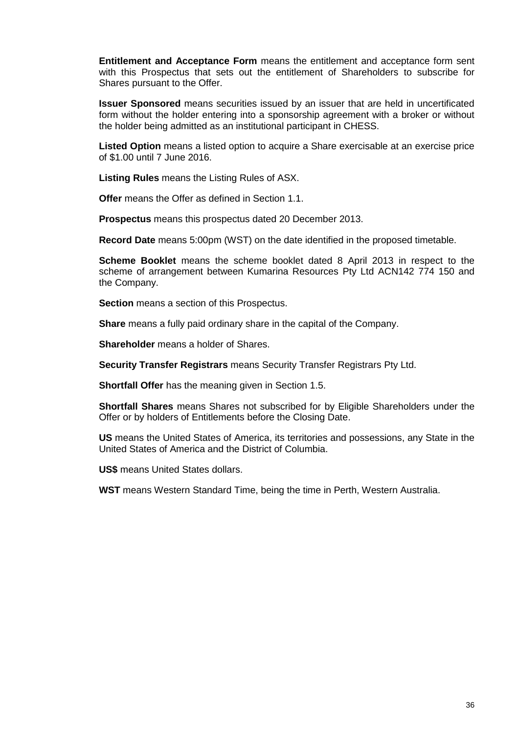**Entitlement and Acceptance Form** means the entitlement and acceptance form sent with this Prospectus that sets out the entitlement of Shareholders to subscribe for Shares pursuant to the Offer.

**Issuer Sponsored** means securities issued by an issuer that are held in uncertificated form without the holder entering into a sponsorship agreement with a broker or without the holder being admitted as an institutional participant in CHESS.

**Listed Option** means a listed option to acquire a Share exercisable at an exercise price of $1.00 until 7 June 2016.

**Listing Rules** means the Listing Rules of ASX.

**Offer** means the Offer as defined in Section 1.1.

**Prospectus** means this prospectus dated 20 December 2013.

**Record Date** means 5:00pm (WST) on the date identified in the proposed timetable.

**Scheme Booklet** means the scheme booklet dated 8 April 2013 in respect to the scheme of arrangement between Kumarina Resources Pty Ltd ACN142 774 150 and the Company.

**Section** means a section of this Prospectus.

**Share** means a fully paid ordinary share in the capital of the Company.

**Shareholder** means a holder of Shares.

**Security Transfer Registrars** means Security Transfer Registrars Pty Ltd.

**Shortfall Offer** has the meaning given in Section 1.5.

**Shortfall Shares** means Shares not subscribed for by Eligible Shareholders under the Offer or by holders of Entitlements before the Closing Date.

**US** means the United States of America, its territories and possessions, any State in the United States of America and the District of Columbia.

**US$** means United States dollars.

**WST** means Western Standard Time, being the time in Perth, Western Australia.